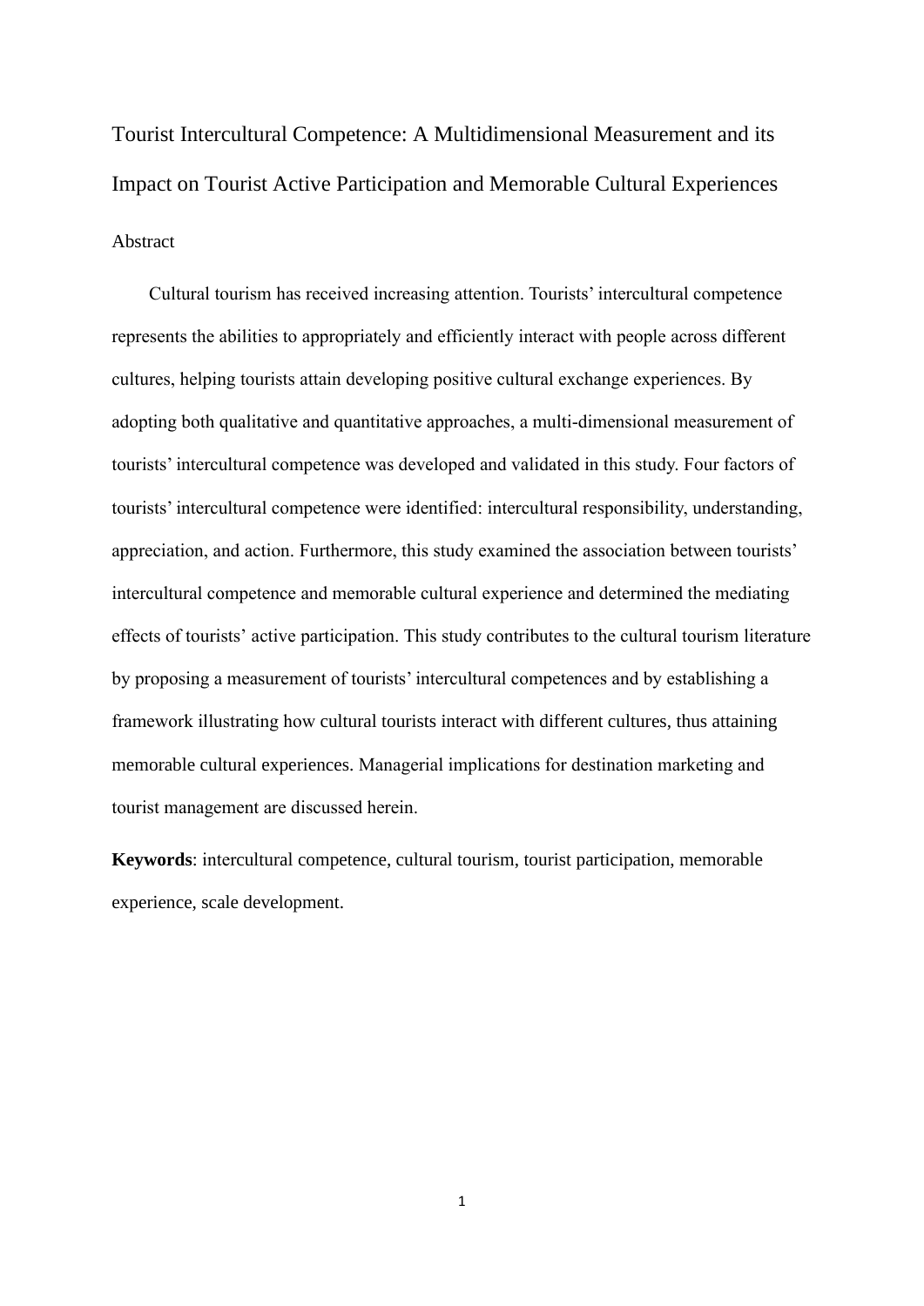# Tourist Intercultural Competence: A Multidimensional Measurement and its Impact on Tourist Active Participation and Memorable Cultural Experiences

## Abstract

Cultural tourism has received increasing attention. Tourists' intercultural competence represents the abilities to appropriately and efficiently interact with people across different cultures, helping tourists attain developing positive cultural exchange experiences. By adopting both qualitative and quantitative approaches, a multi-dimensional measurement of tourists' intercultural competence was developed and validated in this study. Four factors of tourists' intercultural competence were identified: intercultural responsibility, understanding, appreciation, and action. Furthermore, this study examined the association between tourists' intercultural competence and memorable cultural experience and determined the mediating effects of tourists' active participation. This study contributes to the cultural tourism literature by proposing a measurement of tourists' intercultural competences and by establishing a framework illustrating how cultural tourists interact with different cultures, thus attaining memorable cultural experiences. Managerial implications for destination marketing and tourist management are discussed herein.

**Keywords**: intercultural competence, cultural tourism, tourist participation, memorable experience, scale development.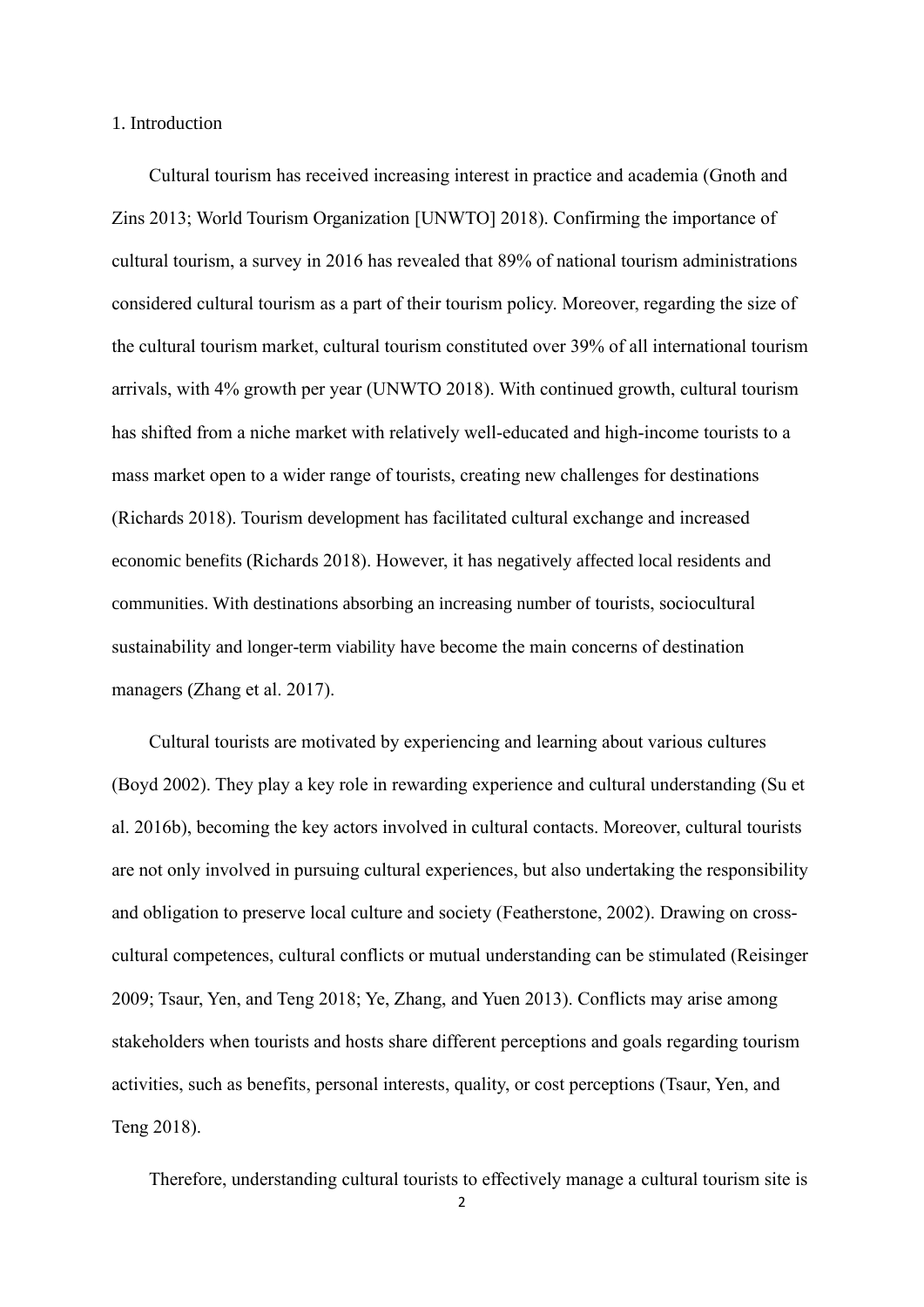## 1. Introduction

Cultural tourism has received increasing interest in practice and academia (Gnoth and Zins 2013; World Tourism Organization [UNWTO] 2018). Confirming the importance of cultural tourism, a survey in 2016 has revealed that 89% of national tourism administrations considered cultural tourism as a part of their tourism policy. Moreover, regarding the size of the cultural tourism market, cultural tourism constituted over 39% of all international tourism arrivals, with 4% growth per year (UNWTO 2018). With continued growth, cultural tourism has shifted from a niche market with relatively well-educated and high-income tourists to a mass market open to a wider range of tourists, creating new challenges for destinations (Richards 2018). Tourism development has facilitated cultural exchange and increased economic benefits (Richards 2018). However, it has negatively affected local residents and communities. With destinations absorbing an increasing number of tourists, sociocultural sustainability and longer-term viability have become the main concerns of destination managers (Zhang et al. 2017).

Cultural tourists are motivated by experiencing and learning about various cultures (Boyd 2002). They play a key role in rewarding experience and cultural understanding (Su et al. 2016b), becoming the key actors involved in cultural contacts. Moreover, cultural tourists are not only involved in pursuing cultural experiences, but also undertaking the responsibility and obligation to preserve local culture and society (Featherstone, 2002). Drawing on cross-cultural competences, cultural conflicts or mutual understanding can be stimulated (Reisinger 2009; Tsaur, Yen, and Teng 2018; Ye, Zhang, and Yuen 2013). Conflicts may arise among stakeholders when tourists and hosts share different perceptions and goals regarding tourism activities, such as benefits, personal interests, quality, or cost perceptions (Tsaur, Yen, and Teng 2018).

Therefore, understanding cultural tourists to effectively manage a cultural tourism site is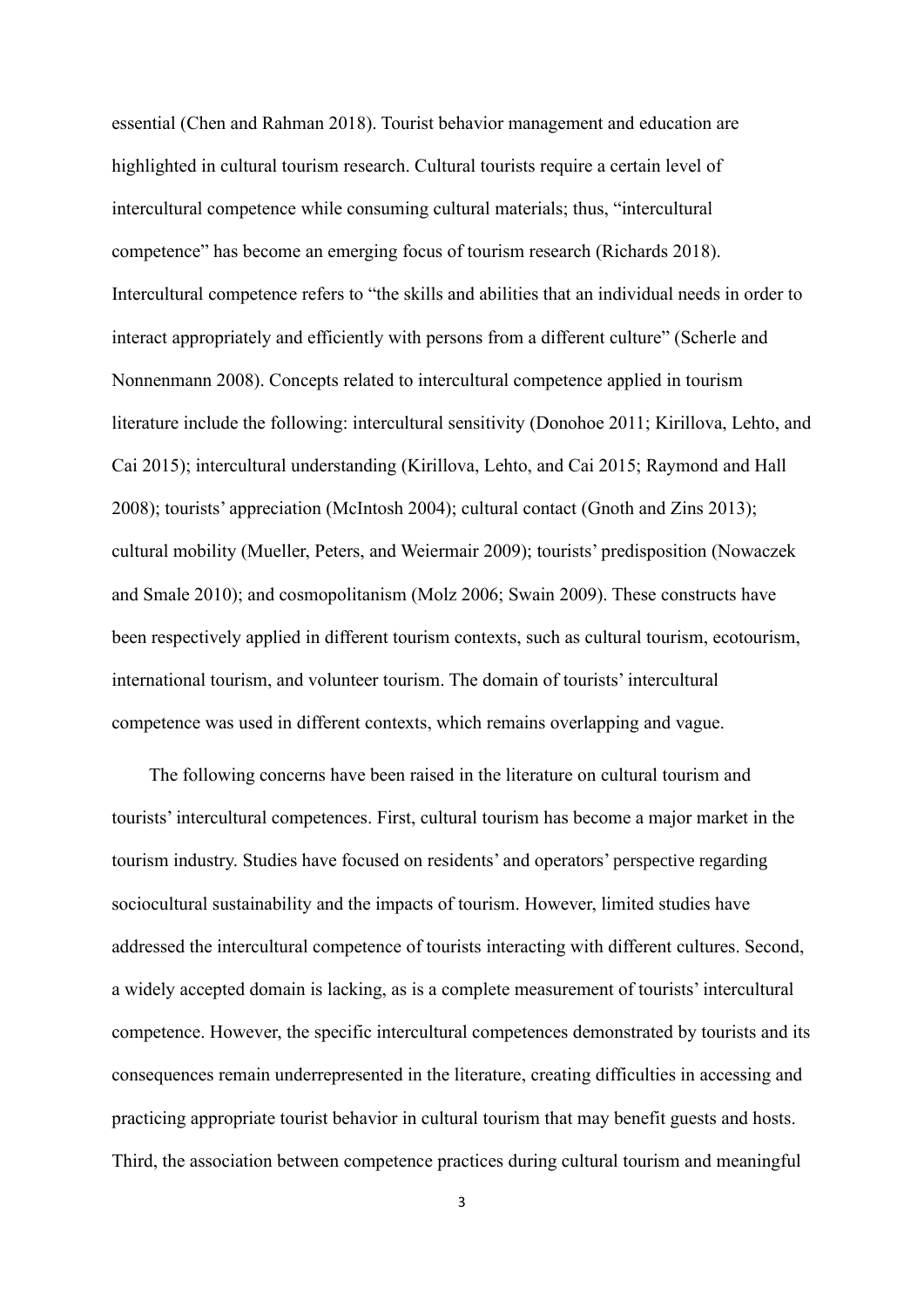essential (Chen and Rahman 2018). Tourist behavior management and education are highlighted in cultural tourism research. Cultural tourists require a certain level of intercultural competence while consuming cultural materials; thus, "intercultural competence" has become an emerging focus of tourism research (Richards 2018). Intercultural competence refers to "the skills and abilities that an individual needs in order to interact appropriately and efficiently with persons from a different culture" (Scherle and Nonnenmann 2008). Concepts related to intercultural competence applied in tourism literature include the following: intercultural sensitivity (Donohoe 2011; Kirillova, Lehto, and Cai 2015); intercultural understanding (Kirillova, Lehto, and Cai 2015; Raymond and Hall 2008); tourists' appreciation (McIntosh 2004); cultural contact (Gnoth and Zins 2013); cultural mobility (Mueller, Peters, and Weiermair 2009); tourists' predisposition (Nowaczek and Smale 2010); and cosmopolitanism (Molz 2006; Swain 2009). These constructs have been respectively applied in different tourism contexts, such as cultural tourism, ecotourism, international tourism, and volunteer tourism. The domain of tourists' intercultural competence was used in different contexts, which remains overlapping and vague.

The following concerns have been raised in the literature on cultural tourism and tourists' intercultural competences. First, cultural tourism has become a major market in the tourism industry. Studies have focused on residents' and operators' perspective regarding sociocultural sustainability and the impacts of tourism. However, limited studies have addressed the intercultural competence of tourists interacting with different cultures. Second, a widely accepted domain is lacking, as is a complete measurement of tourists' intercultural competence. However, the specific intercultural competences demonstrated by tourists and its consequences remain underrepresented in the literature, creating difficulties in accessing and practicing appropriate tourist behavior in cultural tourism that may benefit guests and hosts. Third, the association between competence practices during cultural tourism and meaningful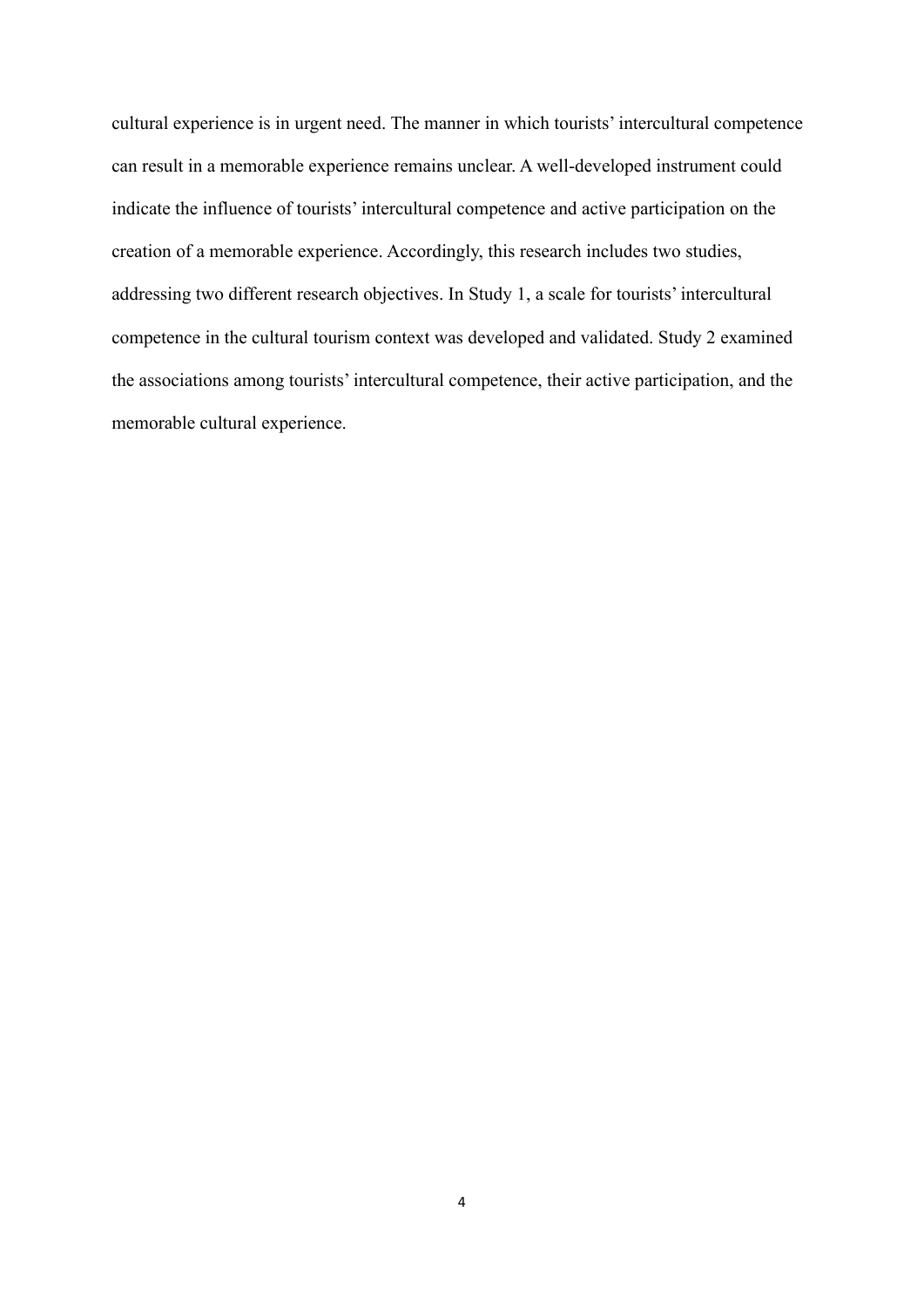cultural experience is in urgent need. The manner in which tourists' intercultural competence can result in a memorable experience remains unclear. A well-developed instrument could indicate the influence of tourists' intercultural competence and active participation on the creation of a memorable experience. Accordingly, this research includes two studies, addressing two different research objectives. In Study 1, a scale for tourists' intercultural competence in the cultural tourism context was developed and validated. Study 2 examined the associations among tourists' intercultural competence, their active participation, and the memorable cultural experience.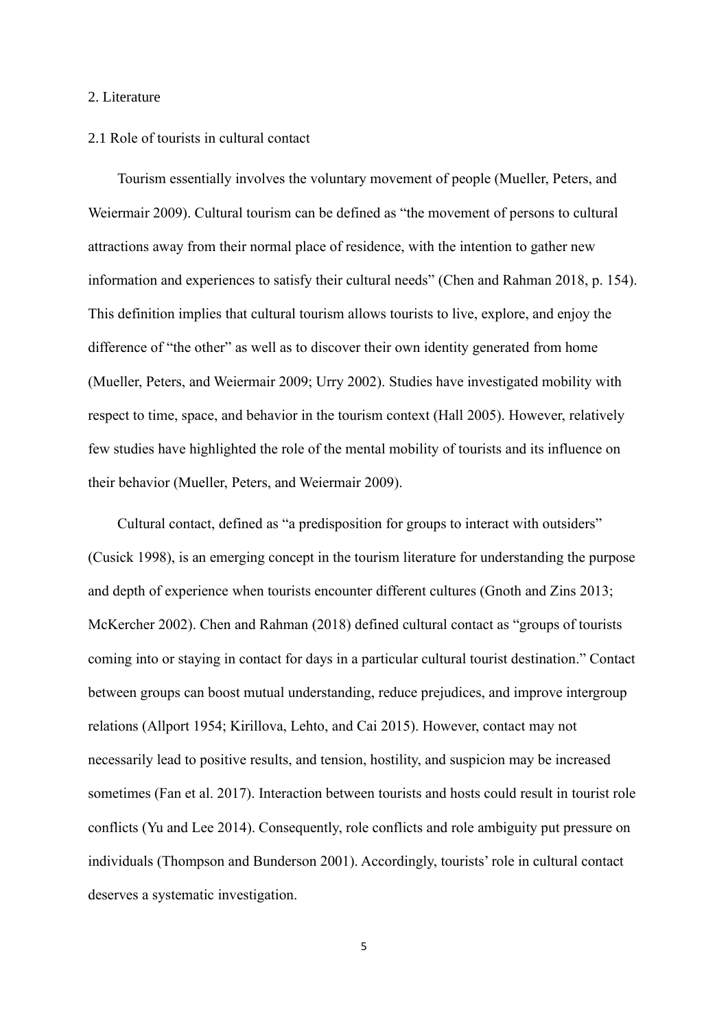## 2. Literature

### 2.1 Role of tourists in cultural contact

Tourism essentially involves the voluntary movement of people (Mueller, Peters, and Weiermair 2009). Cultural tourism can be defined as "the movement of persons to cultural attractions away from their normal place of residence, with the intention to gather new information and experiences to satisfy their cultural needs" (Chen and Rahman 2018, p. 154). This definition implies that cultural tourism allows tourists to live, explore, and enjoy the difference of "the other" as well as to discover their own identity generated from home (Mueller, Peters, and Weiermair 2009; Urry 2002). Studies have investigated mobility with respect to time, space, and behavior in the tourism context (Hall 2005). However, relatively few studies have highlighted the role of the mental mobility of tourists and its influence on their behavior (Mueller, Peters, and Weiermair 2009).

Cultural contact, defined as "a predisposition for groups to interact with outsiders" (Cusick 1998), is an emerging concept in the tourism literature for understanding the purpose and depth of experience when tourists encounter different cultures (Gnoth and Zins 2013; McKercher 2002). Chen and Rahman (2018) defined cultural contact as "groups of tourists coming into or staying in contact for days in a particular cultural tourist destination." Contact between groups can boost mutual understanding, reduce prejudices, and improve intergroup relations (Allport 1954; Kirillova, Lehto, and Cai 2015). However, contact may not necessarily lead to positive results, and tension, hostility, and suspicion may be increased sometimes (Fan et al. 2017). Interaction between tourists and hosts could result in tourist role conflicts (Yu and Lee 2014). Consequently, role conflicts and role ambiguity put pressure on individuals (Thompson and Bunderson 2001). Accordingly, tourists' role in cultural contact deserves a systematic investigation.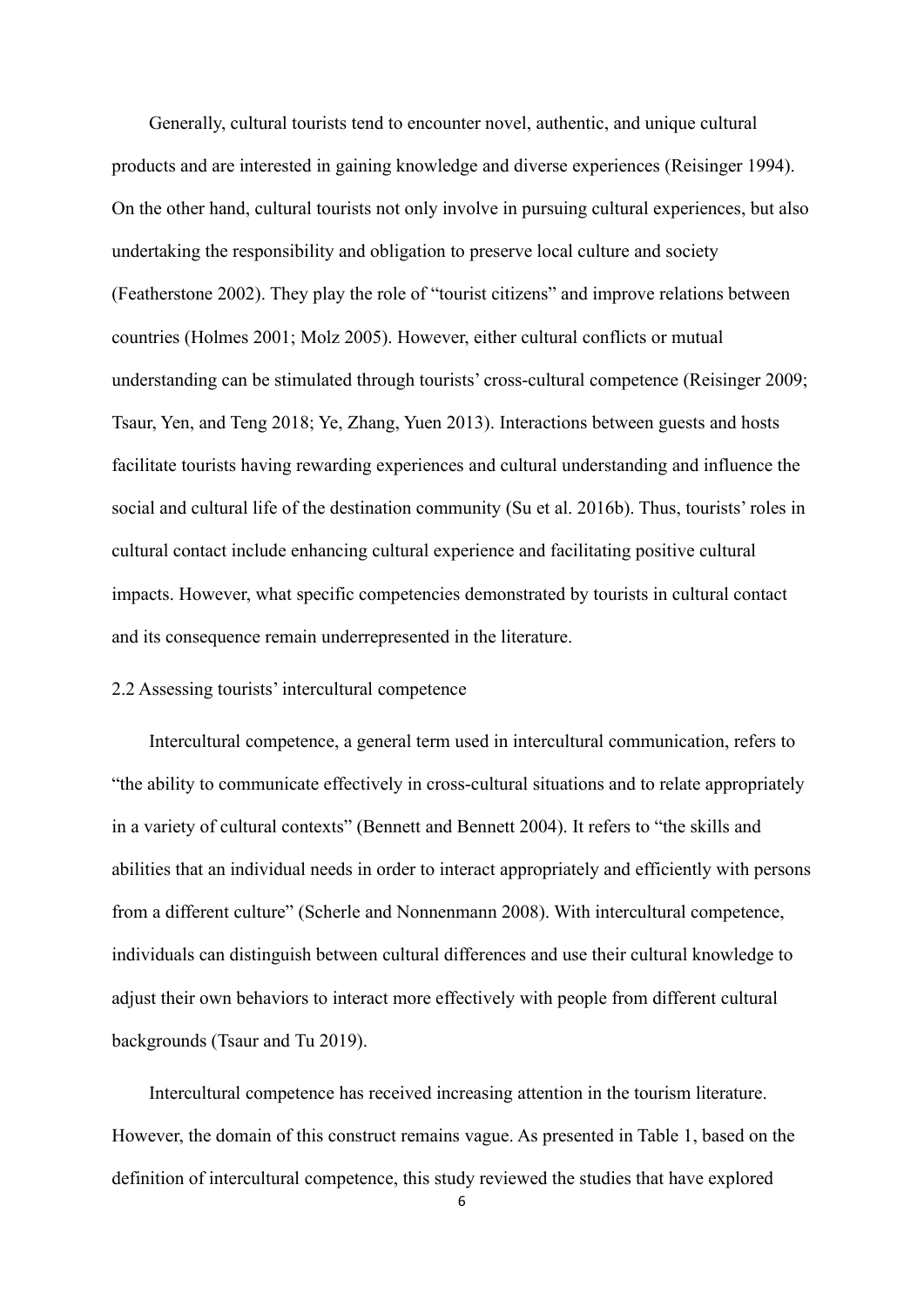Generally, cultural tourists tend to encounter novel, authentic, and unique cultural products and are interested in gaining knowledge and diverse experiences (Reisinger 1994). On the other hand, cultural tourists not only involve in pursuing cultural experiences, but also undertaking the responsibility and obligation to preserve local culture and society (Featherstone 2002). They play the role of "tourist citizens" and improve relations between countries (Holmes 2001; Molz 2005). However, either cultural conflicts or mutual understanding can be stimulated through tourists' cross-cultural competence (Reisinger 2009; Tsaur, Yen, and Teng 2018; Ye, Zhang, Yuen 2013). Interactions between guests and hosts facilitate tourists having rewarding experiences and cultural understanding and influence the social and cultural life of the destination community (Su et al. 2016b). Thus, tourists' roles in cultural contact include enhancing cultural experience and facilitating positive cultural impacts. However, what specific competencies demonstrated by tourists in cultural contact and its consequence remain underrepresented in the literature.

### 2.2 Assessing tourists' intercultural competence

Intercultural competence, a general term used in intercultural communication, refers to "the ability to communicate effectively in cross-cultural situations and to relate appropriately in a variety of cultural contexts" (Bennett and Bennett 2004). It refers to "the skills and abilities that an individual needs in order to interact appropriately and efficiently with persons from a different culture" (Scherle and Nonnenmann 2008). With intercultural competence, individuals can distinguish between cultural differences and use their cultural knowledge to adjust their own behaviors to interact more effectively with people from different cultural backgrounds (Tsaur and Tu 2019).

Intercultural competence has received increasing attention in the tourism literature. However, the domain of this construct remains vague. As presented in Table 1, based on the definition of intercultural competence, this study reviewed the studies that have explored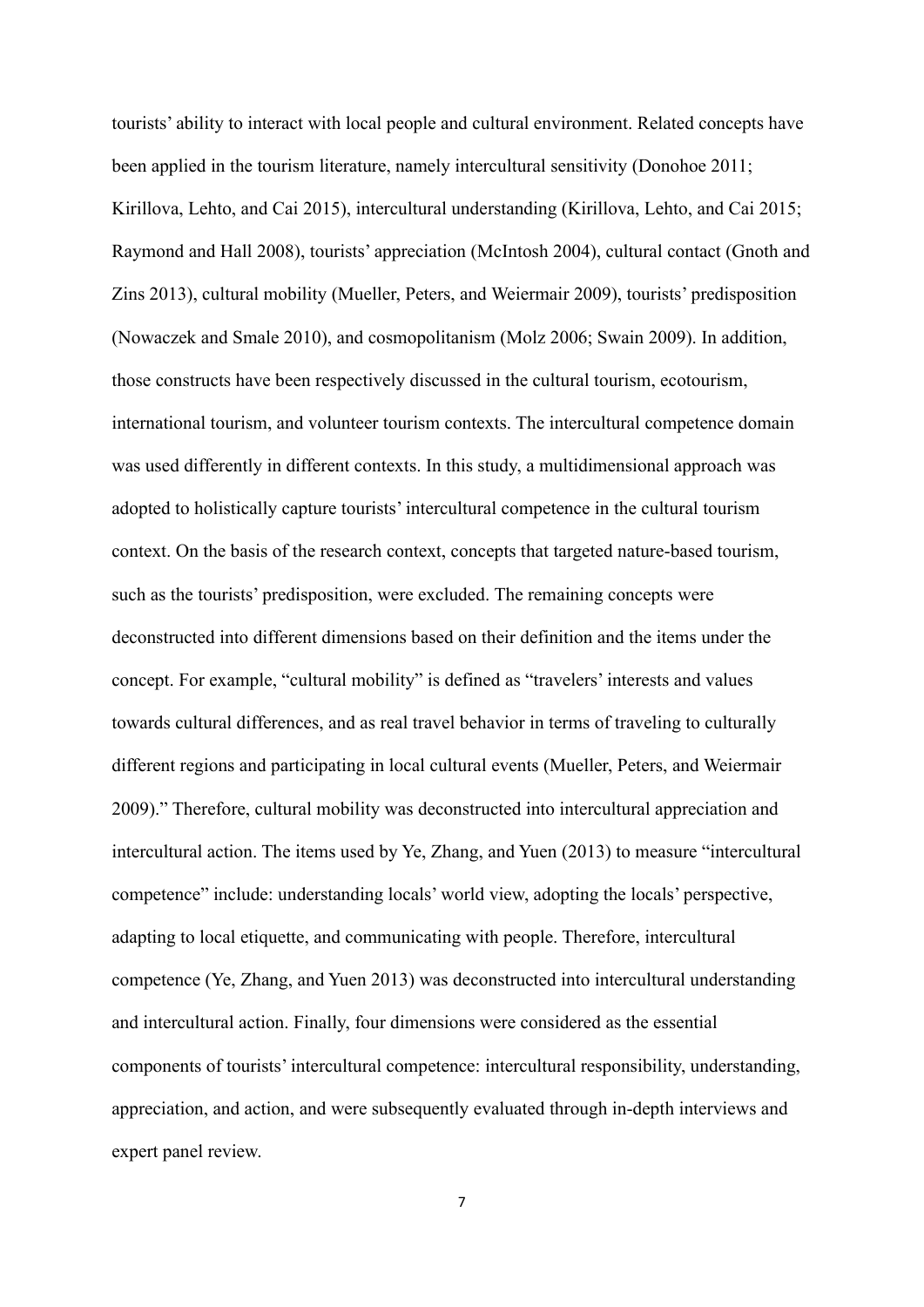tourists' ability to interact with local people and cultural environment. Related concepts have been applied in the tourism literature, namely intercultural sensitivity (Donohoe 2011; Kirillova, Lehto, and Cai 2015), intercultural understanding (Kirillova, Lehto, and Cai 2015; Raymond and Hall 2008), tourists' appreciation (McIntosh 2004), cultural contact (Gnoth and Zins 2013), cultural mobility (Mueller, Peters, and Weiermair 2009), tourists' predisposition (Nowaczek and Smale 2010), and cosmopolitanism (Molz 2006; Swain 2009). In addition, those constructs have been respectively discussed in the cultural tourism, ecotourism, international tourism, and volunteer tourism contexts. The intercultural competence domain was used differently in different contexts. In this study, a multidimensional approach was adopted to holistically capture tourists' intercultural competence in the cultural tourism context. On the basis of the research context, concepts that targeted nature-based tourism, such as the tourists' predisposition, were excluded. The remaining concepts were deconstructed into different dimensions based on their definition and the items under the concept. For example, "cultural mobility" is defined as "travelers' interests and values towards cultural differences, and as real travel behavior in terms of traveling to culturally different regions and participating in local cultural events (Mueller, Peters, and Weiermair 2009)." Therefore, cultural mobility was deconstructed into intercultural appreciation and intercultural action. The items used by Ye, Zhang, and Yuen (2013) to measure "intercultural competence" include: understanding locals' world view, adopting the locals' perspective, adapting to local etiquette, and communicating with people. Therefore, intercultural competence (Ye, Zhang, and Yuen 2013) was deconstructed into intercultural understanding and intercultural action. Finally, four dimensions were considered as the essential components of tourists' intercultural competence: intercultural responsibility, understanding, appreciation, and action, and were subsequently evaluated through in-depth interviews and expert panel review.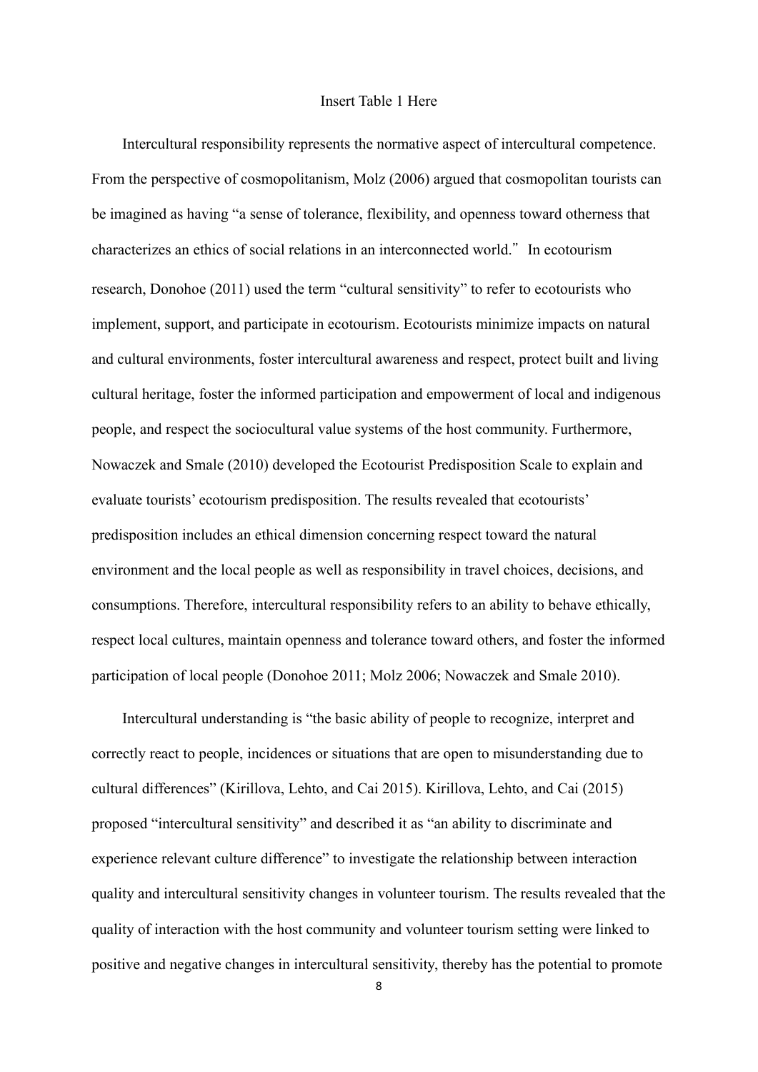Insert Table 1 Here

Intercultural responsibility represents the normative aspect of intercultural competence. From the perspective of cosmopolitanism, Molz (2006) argued that cosmopolitan tourists can be imagined as having "a sense of tolerance, flexibility, and openness toward otherness that characterizes an ethics of social relations in an interconnected world." In ecotourism research, Donohoe (2011) used the term "cultural sensitivity" to refer to ecotourists who implement, support, and participate in ecotourism. Ecotourists minimize impacts on natural and cultural environments, foster intercultural awareness and respect, protect built and living cultural heritage, foster the informed participation and empowerment of local and indigenous people, and respect the sociocultural value systems of the host community. Furthermore, Nowaczek and Smale (2010) developed the Ecotourist Predisposition Scale to explain and evaluate tourists' ecotourism predisposition. The results revealed that ecotourists' predisposition includes an ethical dimension concerning respect toward the natural environment and the local people as well as responsibility in travel choices, decisions, and consumptions. Therefore, intercultural responsibility refers to an ability to behave ethically, respect local cultures, maintain openness and tolerance toward others, and foster the informed participation of local people (Donohoe 2011; Molz 2006; Nowaczek and Smale 2010).

Intercultural understanding is "the basic ability of people to recognize, interpret and correctly react to people, incidences or situations that are open to misunderstanding due to cultural differences" (Kirillova, Lehto, and Cai 2015). Kirillova, Lehto, and Cai (2015) proposed "intercultural sensitivity" and described it as "an ability to discriminate and experience relevant culture difference" to investigate the relationship between interaction quality and intercultural sensitivity changes in volunteer tourism. The results revealed that the quality of interaction with the host community and volunteer tourism setting were linked to positive and negative changes in intercultural sensitivity, thereby has the potential to promote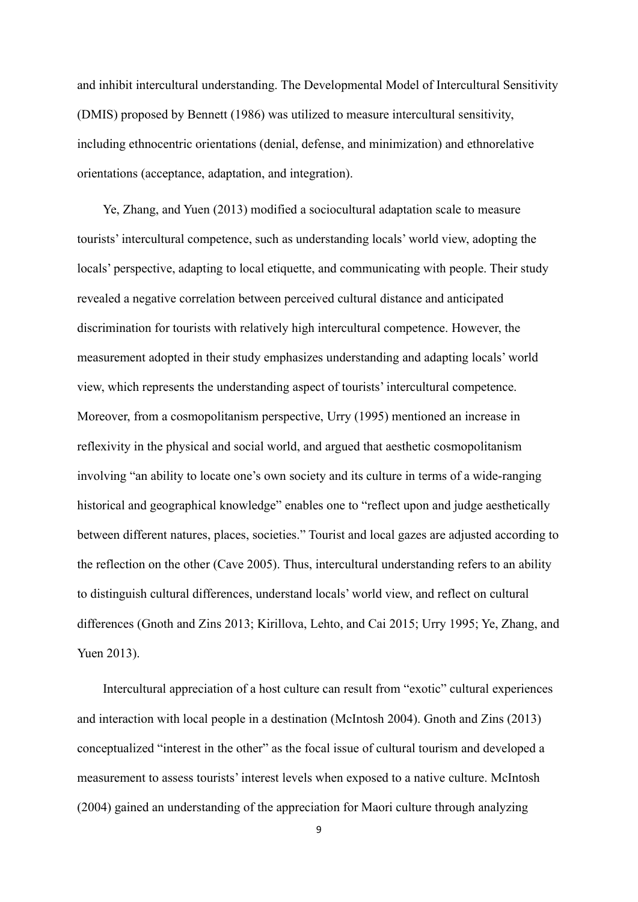and inhibit intercultural understanding. The Developmental Model of Intercultural Sensitivity (DMIS) proposed by Bennett (1986) was utilized to measure intercultural sensitivity, including ethnocentric orientations (denial, defense, and minimization) and ethnorelative orientations (acceptance, adaptation, and integration).

Ye, Zhang, and Yuen (2013) modified a sociocultural adaptation scale to measure tourists' intercultural competence, such as understanding locals' world view, adopting the locals' perspective, adapting to local etiquette, and communicating with people. Their study revealed a negative correlation between perceived cultural distance and anticipated discrimination for tourists with relatively high intercultural competence. However, the measurement adopted in their study emphasizes understanding and adapting locals' world view, which represents the understanding aspect of tourists' intercultural competence. Moreover, from a cosmopolitanism perspective, Urry (1995) mentioned an increase in reflexivity in the physical and social world, and argued that aesthetic cosmopolitanism involving "an ability to locate one's own society and its culture in terms of a wide-ranging historical and geographical knowledge" enables one to "reflect upon and judge aesthetically between different natures, places, societies." Tourist and local gazes are adjusted according to the reflection on the other (Cave 2005). Thus, intercultural understanding refers to an ability to distinguish cultural differences, understand locals' world view, and reflect on cultural differences (Gnoth and Zins 2013; Kirillova, Lehto, and Cai 2015; Urry 1995; Ye, Zhang, and Yuen 2013).

Intercultural appreciation of a host culture can result from "exotic" cultural experiences and interaction with local people in a destination (McIntosh 2004). Gnoth and Zins (2013) conceptualized "interest in the other" as the focal issue of cultural tourism and developed a measurement to assess tourists' interest levels when exposed to a native culture. McIntosh (2004) gained an understanding of the appreciation for Maori culture through analyzing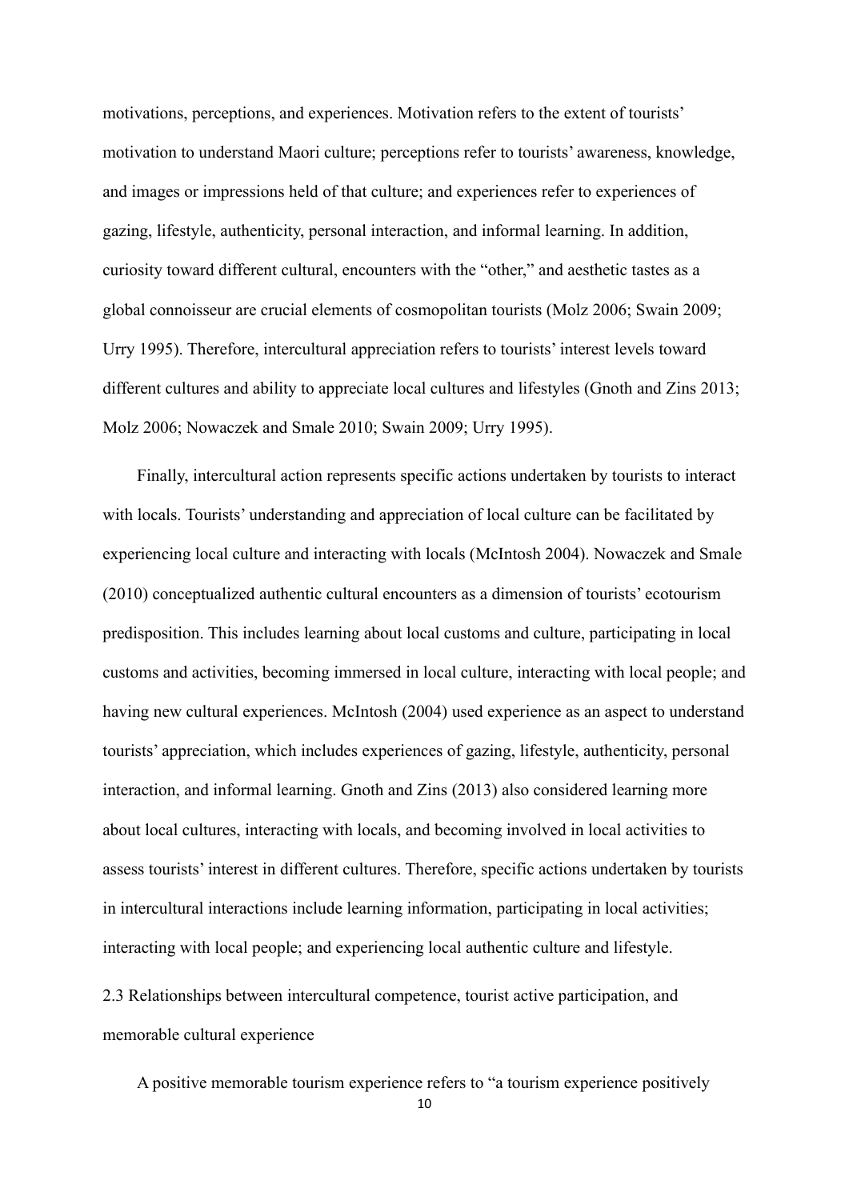motivations, perceptions, and experiences. Motivation refers to the extent of tourists' motivation to understand Maori culture; perceptions refer to tourists' awareness, knowledge, and images or impressions held of that culture; and experiences refer to experiences of gazing, lifestyle, authenticity, personal interaction, and informal learning. In addition, curiosity toward different cultural, encounters with the "other," and aesthetic tastes as a global connoisseur are crucial elements of cosmopolitan tourists (Molz 2006; Swain 2009; Urry 1995). Therefore, intercultural appreciation refers to tourists' interest levels toward different cultures and ability to appreciate local cultures and lifestyles (Gnoth and Zins 2013; Molz 2006; Nowaczek and Smale 2010; Swain 2009; Urry 1995).

Finally, intercultural action represents specific actions undertaken by tourists to interact with locals. Tourists' understanding and appreciation of local culture can be facilitated by experiencing local culture and interacting with locals (McIntosh 2004). Nowaczek and Smale (2010) conceptualized authentic cultural encounters as a dimension of tourists' ecotourism predisposition. This includes learning about local customs and culture, participating in local customs and activities, becoming immersed in local culture, interacting with local people; and having new cultural experiences. McIntosh (2004) used experience as an aspect to understand tourists' appreciation, which includes experiences of gazing, lifestyle, authenticity, personal interaction, and informal learning. Gnoth and Zins (2013) also considered learning more about local cultures, interacting with locals, and becoming involved in local activities to assess tourists' interest in different cultures. Therefore, specific actions undertaken by tourists in intercultural interactions include learning information, participating in local activities; interacting with local people; and experiencing local authentic culture and lifestyle.

### 2.3 Relationships between intercultural competence, tourist active participation, and memorable cultural experience

A positive memorable tourism experience refers to "a tourism experience positively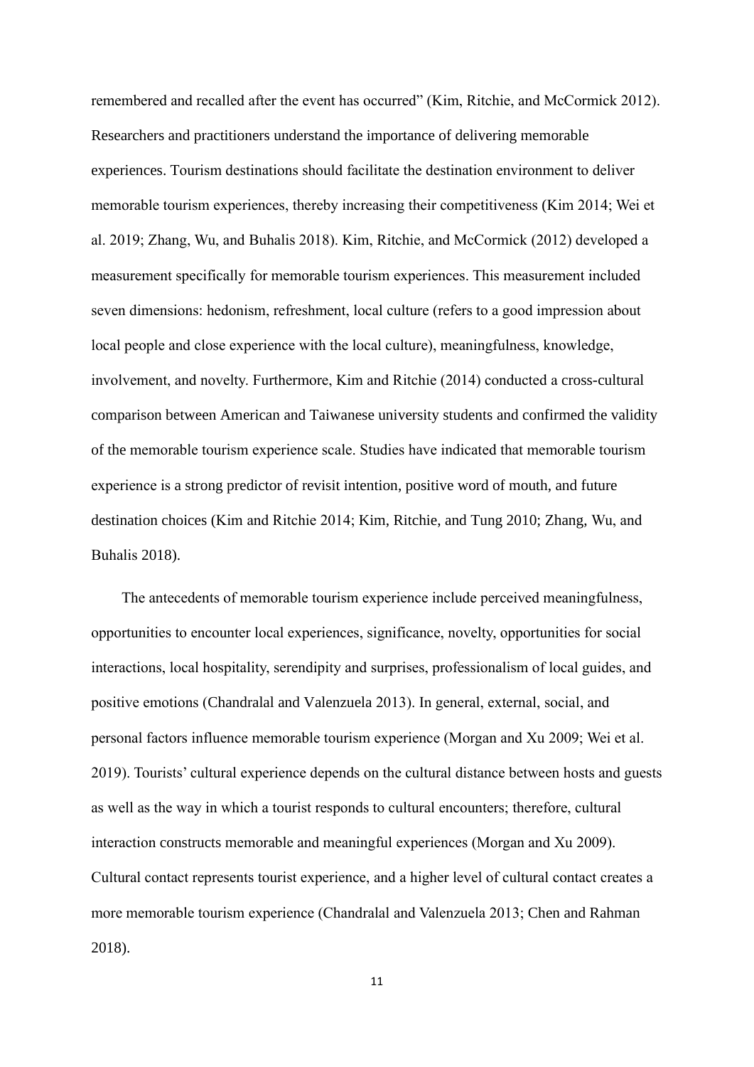remembered and recalled after the event has occurred" (Kim, Ritchie, and McCormick 2012). Researchers and practitioners understand the importance of delivering memorable experiences. Tourism destinations should facilitate the destination environment to deliver memorable tourism experiences, thereby increasing their competitiveness (Kim 2014; Wei et al. 2019; Zhang, Wu, and Buhalis 2018). Kim, Ritchie, and McCormick (2012) developed a measurement specifically for memorable tourism experiences. This measurement included seven dimensions: hedonism, refreshment, local culture (refers to a good impression about local people and close experience with the local culture), meaningfulness, knowledge, involvement, and novelty. Furthermore, Kim and Ritchie (2014) conducted a cross-cultural comparison between American and Taiwanese university students and confirmed the validity of the memorable tourism experience scale. Studies have indicated that memorable tourism experience is a strong predictor of revisit intention, positive word of mouth, and future destination choices (Kim and Ritchie 2014; Kim, Ritchie, and Tung 2010; Zhang, Wu, and Buhalis 2018).

The antecedents of memorable tourism experience include perceived meaningfulness, opportunities to encounter local experiences, significance, novelty, opportunities for social interactions, local hospitality, serendipity and surprises, professionalism of local guides, and positive emotions (Chandralal and Valenzuela 2013). In general, external, social, and personal factors influence memorable tourism experience (Morgan and Xu 2009; Wei et al. 2019). Tourists' cultural experience depends on the cultural distance between hosts and guests as well as the way in which a tourist responds to cultural encounters; therefore, cultural interaction constructs memorable and meaningful experiences (Morgan and Xu 2009). Cultural contact represents tourist experience, and a higher level of cultural contact creates a more memorable tourism experience (Chandralal and Valenzuela 2013; Chen and Rahman 2018).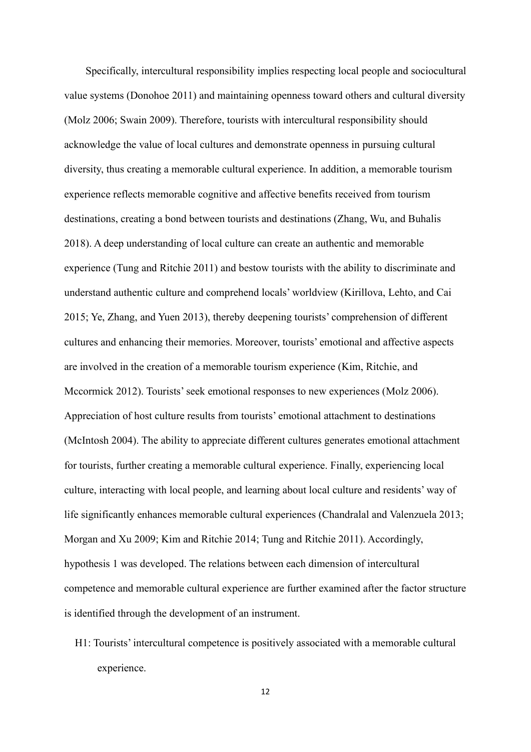Specifically, intercultural responsibility implies respecting local people and sociocultural value systems (Donohoe 2011) and maintaining openness toward others and cultural diversity (Molz 2006; Swain 2009). Therefore, tourists with intercultural responsibility should acknowledge the value of local cultures and demonstrate openness in pursuing cultural diversity, thus creating a memorable cultural experience. In addition, a memorable tourism experience reflects memorable cognitive and affective benefits received from tourism destinations, creating a bond between tourists and destinations (Zhang, Wu, and Buhalis 2018). A deep understanding of local culture can create an authentic and memorable experience (Tung and Ritchie 2011) and bestow tourists with the ability to discriminate and understand authentic culture and comprehend locals' worldview (Kirillova, Lehto, and Cai 2015; Ye, Zhang, and Yuen 2013), thereby deepening tourists' comprehension of different cultures and enhancing their memories. Moreover, tourists' emotional and affective aspects are involved in the creation of a memorable tourism experience (Kim, Ritchie, and Mccormick 2012). Tourists' seek emotional responses to new experiences (Molz 2006). Appreciation of host culture results from tourists' emotional attachment to destinations (McIntosh 2004). The ability to appreciate different cultures generates emotional attachment for tourists, further creating a memorable cultural experience. Finally, experiencing local culture, interacting with local people, and learning about local culture and residents' way of life significantly enhances memorable cultural experiences (Chandralal and Valenzuela 2013; Morgan and Xu 2009; Kim and Ritchie 2014; Tung and Ritchie 2011). Accordingly, hypothesis 1 was developed. The relations between each dimension of intercultural competence and memorable cultural experience are further examined after the factor structure is identified through the development of an instrument.

H1: Tourists' intercultural competence is positively associated with a memorable cultural experience.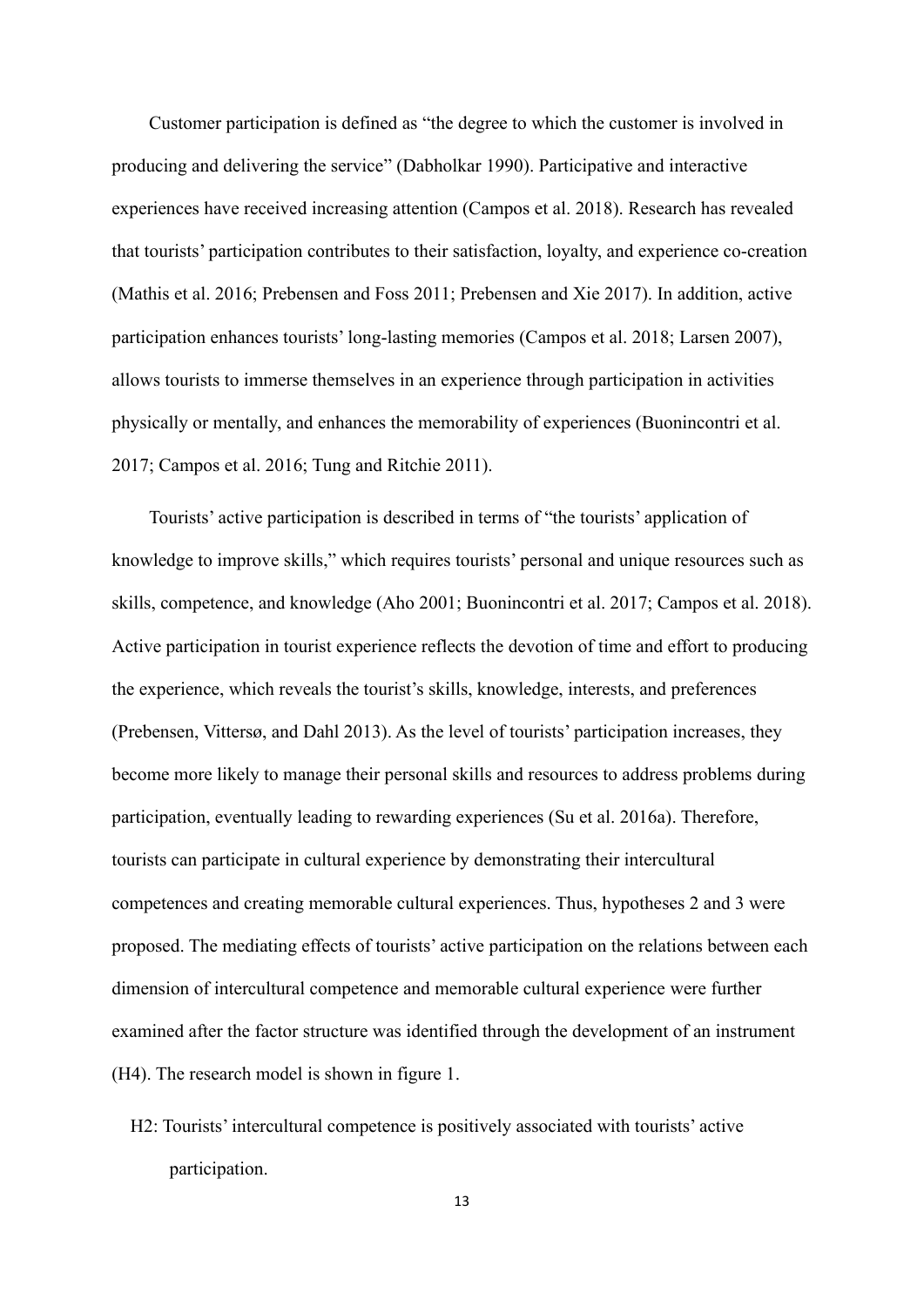Customer participation is defined as "the degree to which the customer is involved in producing and delivering the service" (Dabholkar 1990). Participative and interactive experiences have received increasing attention (Campos et al. 2018). Research has revealed that tourists' participation contributes to their satisfaction, loyalty, and experience co-creation (Mathis et al. 2016; Prebensen and Foss 2011; Prebensen and Xie 2017). In addition, active participation enhances tourists' long-lasting memories (Campos et al. 2018; Larsen 2007), allows tourists to immerse themselves in an experience through participation in activities physically or mentally, and enhances the memorability of experiences (Buonincontri et al. 2017; Campos et al. 2016; Tung and Ritchie 2011).

Tourists' active participation is described in terms of "the tourists' application of knowledge to improve skills," which requires tourists' personal and unique resources such as skills, competence, and knowledge (Aho 2001; Buonincontri et al. 2017; Campos et al. 2018). Active participation in tourist experience reflects the devotion of time and effort to producing the experience, which reveals the tourist's skills, knowledge, interests, and preferences (Prebensen, Vittersø, and Dahl 2013). As the level of tourists' participation increases, they become more likely to manage their personal skills and resources to address problems during participation, eventually leading to rewarding experiences (Su et al. 2016a). Therefore, tourists can participate in cultural experience by demonstrating their intercultural competences and creating memorable cultural experiences. Thus, hypotheses 2 and 3 were proposed. The mediating effects of tourists' active participation on the relations between each dimension of intercultural competence and memorable cultural experience were further examined after the factor structure was identified through the development of an instrument (H4). The research model is shown in figure 1.

H2: Tourists' intercultural competence is positively associated with tourists' active participation.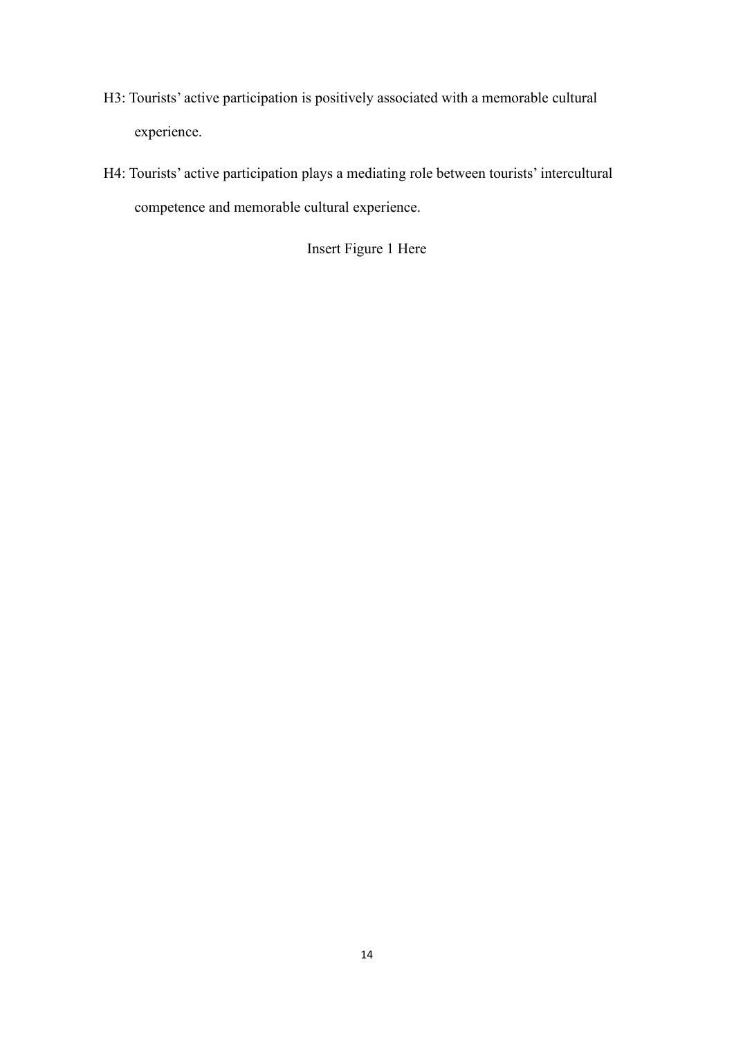H3: Tourists' active participation is positively associated with a memorable cultural experience.

H4: Tourists' active participation plays a mediating role between tourists' intercultural competence and memorable cultural experience.

Insert Figure 1 Here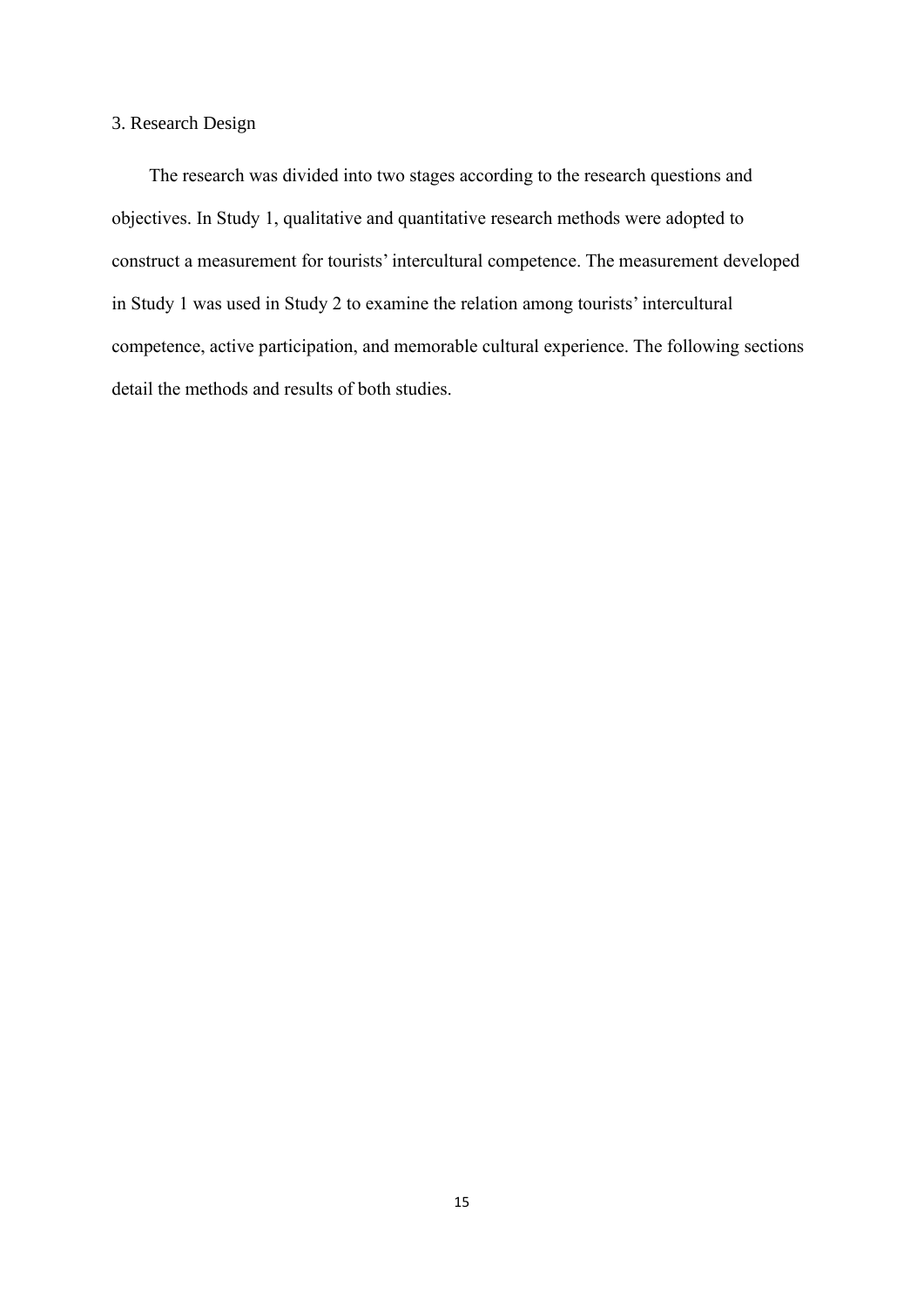## 3. Research Design

The research was divided into two stages according to the research questions and objectives. In Study 1, qualitative and quantitative research methods were adopted to construct a measurement for tourists' intercultural competence. The measurement developed in Study 1 was used in Study 2 to examine the relation among tourists' intercultural competence, active participation, and memorable cultural experience. The following sections detail the methods and results of both studies.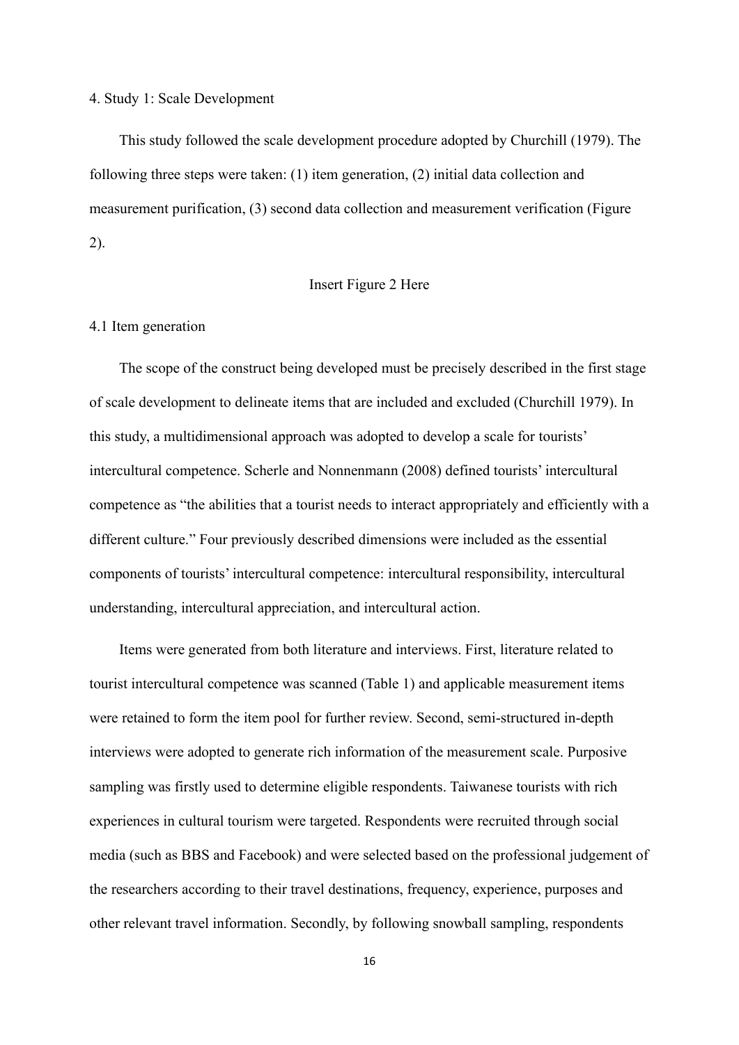## 4. Study 1: Scale Development

This study followed the scale development procedure adopted by Churchill (1979). The following three steps were taken: (1) item generation, (2) initial data collection and measurement purification, (3) second data collection and measurement verification (Figure 2).

Insert Figure 2 Here

### 4.1 Item generation

The scope of the construct being developed must be precisely described in the first stage of scale development to delineate items that are included and excluded (Churchill 1979). In this study, a multidimensional approach was adopted to develop a scale for tourists' intercultural competence. Scherle and Nonnenmann (2008) defined tourists' intercultural competence as "the abilities that a tourist needs to interact appropriately and efficiently with a different culture." Four previously described dimensions were included as the essential components of tourists' intercultural competence: intercultural responsibility, intercultural understanding, intercultural appreciation, and intercultural action.

Items were generated from both literature and interviews. First, literature related to tourist intercultural competence was scanned (Table 1) and applicable measurement items were retained to form the item pool for further review. Second, semi-structured in-depth interviews were adopted to generate rich information of the measurement scale. Purposive sampling was firstly used to determine eligible respondents. Taiwanese tourists with rich experiences in cultural tourism were targeted. Respondents were recruited through social media (such as BBS and Facebook) and were selected based on the professional judgement of the researchers according to their travel destinations, frequency, experience, purposes and other relevant travel information. Secondly, by following snowball sampling, respondents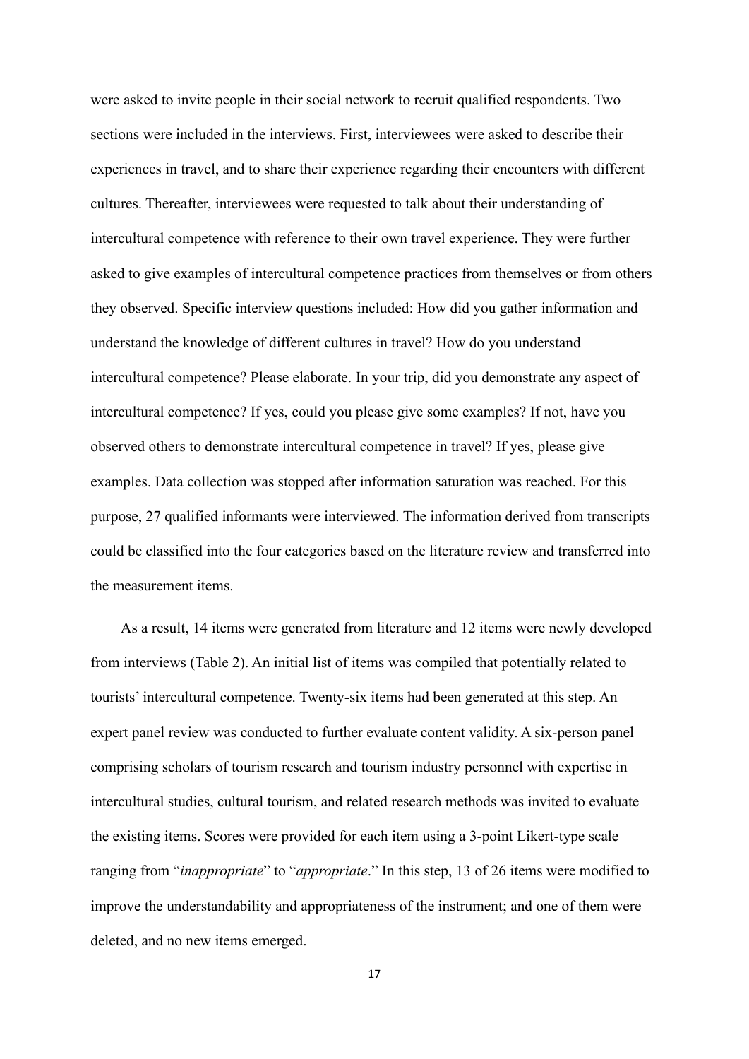were asked to invite people in their social network to recruit qualified respondents. Two sections were included in the interviews. First, interviewees were asked to describe their experiences in travel, and to share their experience regarding their encounters with different cultures. Thereafter, interviewees were requested to talk about their understanding of intercultural competence with reference to their own travel experience. They were further asked to give examples of intercultural competence practices from themselves or from others they observed. Specific interview questions included: How did you gather information and understand the knowledge of different cultures in travel? How do you understand intercultural competence? Please elaborate. In your trip, did you demonstrate any aspect of intercultural competence? If yes, could you please give some examples? If not, have you observed others to demonstrate intercultural competence in travel? If yes, please give examples. Data collection was stopped after information saturation was reached. For this purpose, 27 qualified informants were interviewed. The information derived from transcripts could be classified into the four categories based on the literature review and transferred into the measurement items.

As a result, 14 items were generated from literature and 12 items were newly developed from interviews (Table 2). An initial list of items was compiled that potentially related to tourists' intercultural competence. Twenty-six items had been generated at this step. An expert panel review was conducted to further evaluate content validity. A six-person panel comprising scholars of tourism research and tourism industry personnel with expertise in intercultural studies, cultural tourism, and related research methods was invited to evaluate the existing items. Scores were provided for each item using a 3-point Likert-type scale ranging from "*inappropriate*" to "*appropriate*." In this step, 13 of 26 items were modified to improve the understandability and appropriateness of the instrument; and one of them were deleted, and no new items emerged.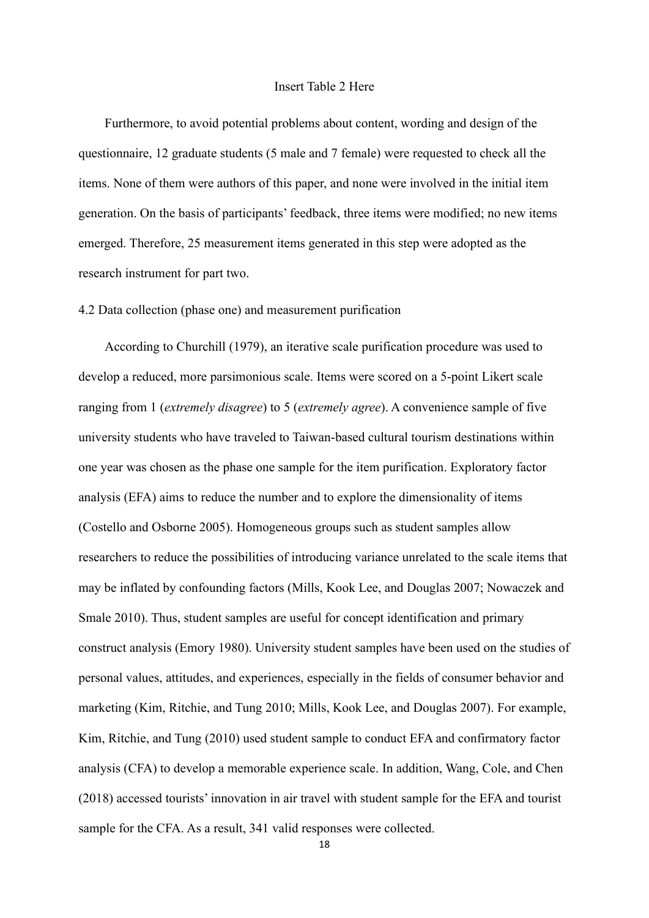Insert Table 2 Here

Furthermore, to avoid potential problems about content, wording and design of the questionnaire, 12 graduate students (5 male and 7 female) were requested to check all the items. None of them were authors of this paper, and none were involved in the initial item generation. On the basis of participants' feedback, three items were modified; no new items emerged. Therefore, 25 measurement items generated in this step were adopted as the research instrument for part two.

4.2 Data collection (phase one) and measurement purification

According to Churchill (1979), an iterative scale purification procedure was used to develop a reduced, more parsimonious scale. Items were scored on a 5-point Likert scale ranging from 1 (*extremely disagree*) to 5 (*extremely agree*). A convenience sample of five university students who have traveled to Taiwan-based cultural tourism destinations within one year was chosen as the phase one sample for the item purification. Exploratory factor analysis (EFA) aims to reduce the number and to explore the dimensionality of items (Costello and Osborne 2005). Homogeneous groups such as student samples allow researchers to reduce the possibilities of introducing variance unrelated to the scale items that may be inflated by confounding factors (Mills, Kook Lee, and Douglas 2007; Nowaczek and Smale 2010). Thus, student samples are useful for concept identification and primary construct analysis (Emory 1980). University student samples have been used on the studies of personal values, attitudes, and experiences, especially in the fields of consumer behavior and marketing (Kim, Ritchie, and Tung 2010; Mills, Kook Lee, and Douglas 2007). For example, Kim, Ritchie, and Tung (2010) used student sample to conduct EFA and confirmatory factor analysis (CFA) to develop a memorable experience scale. In addition, Wang, Cole, and Chen (2018) accessed tourists' innovation in air travel with student sample for the EFA and tourist sample for the CFA. As a result, 341 valid responses were collected.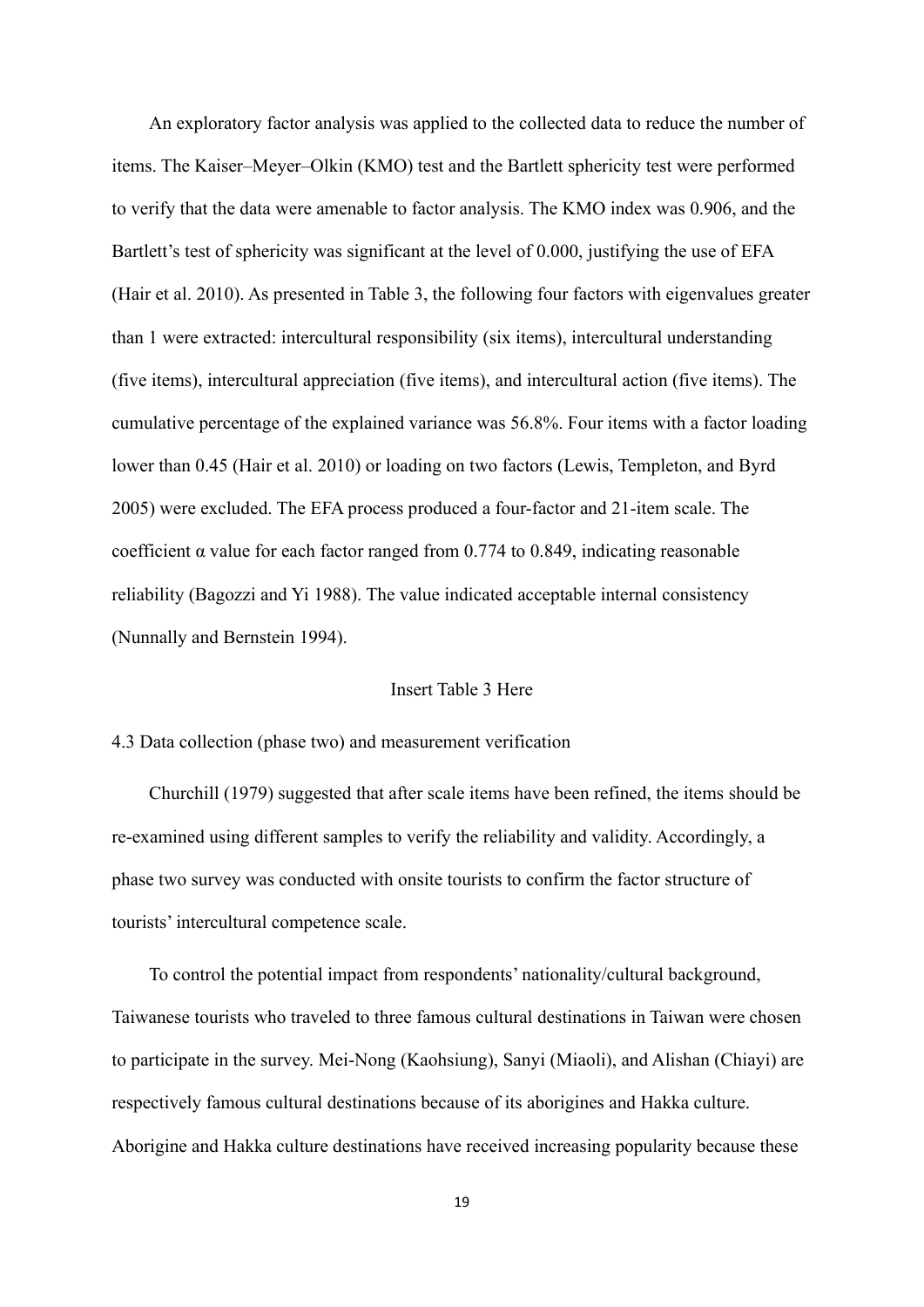An exploratory factor analysis was applied to the collected data to reduce the number of items. The Kaiser–Meyer–Olkin (KMO) test and the Bartlett sphericity test were performed to verify that the data were amenable to factor analysis. The KMO index was 0.906, and the Bartlett's test of sphericity was significant at the level of 0.000, justifying the use of EFA (Hair et al. 2010). As presented in Table 3, the following four factors with eigenvalues greater than 1 were extracted: intercultural responsibility (six items), intercultural understanding (five items), intercultural appreciation (five items), and intercultural action (five items). The cumulative percentage of the explained variance was 56.8%. Four items with a factor loading lower than 0.45 (Hair et al. 2010) or loading on two factors (Lewis, Templeton, and Byrd 2005) were excluded. The EFA process produced a four-factor and 21-item scale. The coefficient $\alpha$ value for each factor ranged from 0.774 to 0.849, indicating reasonable reliability (Bagozzi and Yi 1988). The value indicated acceptable internal consistency (Nunnally and Bernstein 1994).

Insert Table 3 Here

### 4.3 Data collection (phase two) and measurement verification

Churchill (1979) suggested that after scale items have been refined, the items should be re-examined using different samples to verify the reliability and validity. Accordingly, a phase two survey was conducted with onsite tourists to confirm the factor structure of tourists' intercultural competence scale.

To control the potential impact from respondents' nationality/cultural background, Taiwanese tourists who traveled to three famous cultural destinations in Taiwan were chosen to participate in the survey. Mei-Nong (Kaohsiung), Sanyi (Miaoli), and Alishan (Chiayi) are respectively famous cultural destinations because of its aborigines and Hakka culture. Aborigine and Hakka culture destinations have received increasing popularity because these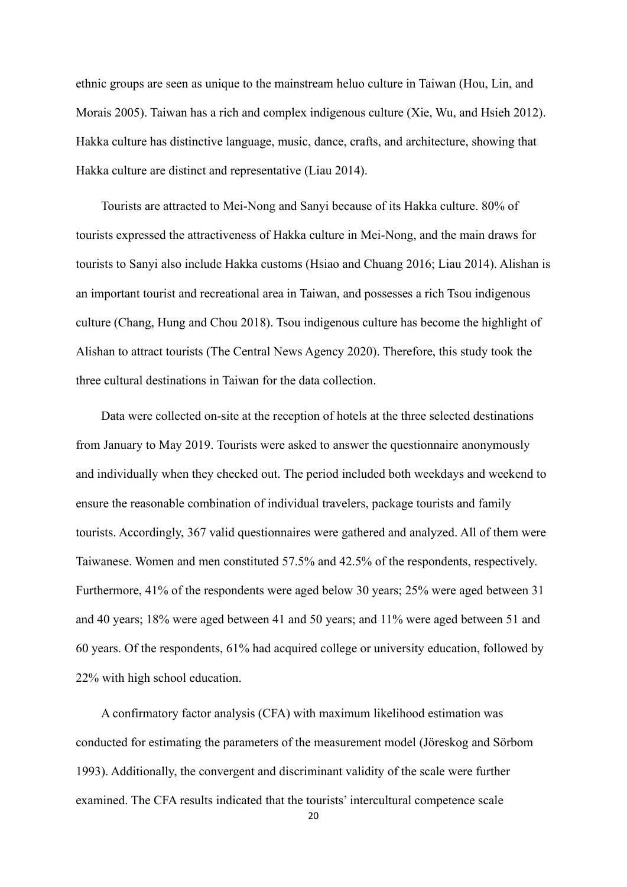ethnic groups are seen as unique to the mainstream heluo culture in Taiwan (Hou, Lin, and Morais 2005). Taiwan has a rich and complex indigenous culture (Xie, Wu, and Hsieh 2012). Hakka culture has distinctive language, music, dance, crafts, and architecture, showing that Hakka culture are distinct and representative (Liau 2014).

Tourists are attracted to Mei-Nong and Sanyi because of its Hakka culture. 80% of tourists expressed the attractiveness of Hakka culture in Mei-Nong, and the main draws for tourists to Sanyi also include Hakka customs (Hsiao and Chuang 2016; Liau 2014). Alishan is an important tourist and recreational area in Taiwan, and possesses a rich Tsou indigenous culture (Chang, Hung and Chou 2018). Tsou indigenous culture has become the highlight of Alishan to attract tourists (The Central News Agency 2020). Therefore, this study took the three cultural destinations in Taiwan for the data collection.

Data were collected on-site at the reception of hotels at the three selected destinations from January to May 2019. Tourists were asked to answer the questionnaire anonymously and individually when they checked out. The period included both weekdays and weekend to ensure the reasonable combination of individual travelers, package tourists and family tourists. Accordingly, 367 valid questionnaires were gathered and analyzed. All of them were Taiwanese. Women and men constituted 57.5% and 42.5% of the respondents, respectively. Furthermore, 41% of the respondents were aged below 30 years; 25% were aged between 31 and 40 years; 18% were aged between 41 and 50 years; and 11% were aged between 51 and 60 years. Of the respondents, 61% had acquired college or university education, followed by 22% with high school education.

A confirmatory factor analysis (CFA) with maximum likelihood estimation was conducted for estimating the parameters of the measurement model (Jöreskog and Sörbom 1993). Additionally, the convergent and discriminant validity of the scale were further examined. The CFA results indicated that the tourists' intercultural competence scale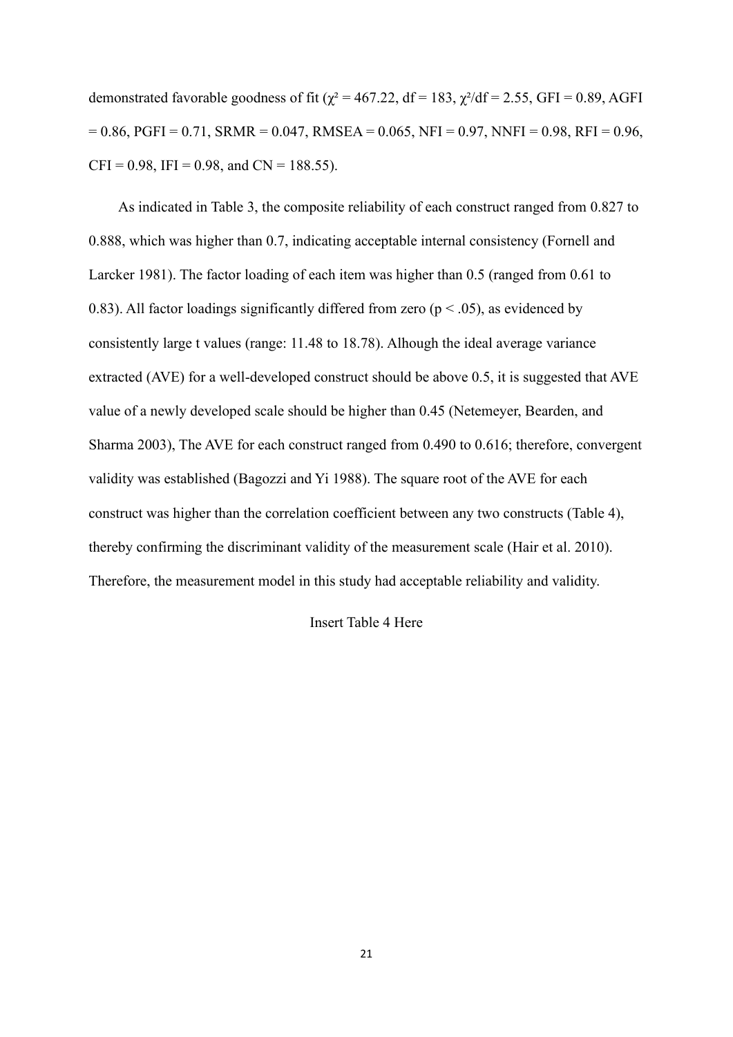demonstrated favorable goodness of fit ($\chi^2 = 467.22$, df = 183, $\chi^2/df = 2.55$, GFI = 0.89, AGFI = 0.86, PGFI = 0.71, SRMR = 0.047, RMSEA = 0.065, NFI = 0.97, NNFI = 0.98, RFI = 0.96, CFI = 0.98, IFI = 0.98, and CN = 188.55).

As indicated in Table 3, the composite reliability of each construct ranged from 0.827 to 0.888, which was higher than 0.7, indicating acceptable internal consistency (Fornell and Larcker 1981). The factor loading of each item was higher than 0.5 (ranged from 0.61 to 0.83). All factor loadings significantly differed from zero ($p < .05$), as evidenced by consistently large t values (range: 11.48 to 18.78). Alhough the ideal average variance extracted (AVE) for a well-developed construct should be above 0.5, it is suggested that AVE value of a newly developed scale should be higher than 0.45 (Netemeyer, Bearden, and Sharma 2003), The AVE for each construct ranged from 0.490 to 0.616; therefore, convergent validity was established (Bagozzi and Yi 1988). The square root of the AVE for each construct was higher than the correlation coefficient between any two constructs (Table 4), thereby confirming the discriminant validity of the measurement scale (Hair et al. 2010). Therefore, the measurement model in this study had acceptable reliability and validity.

Insert Table 4 Here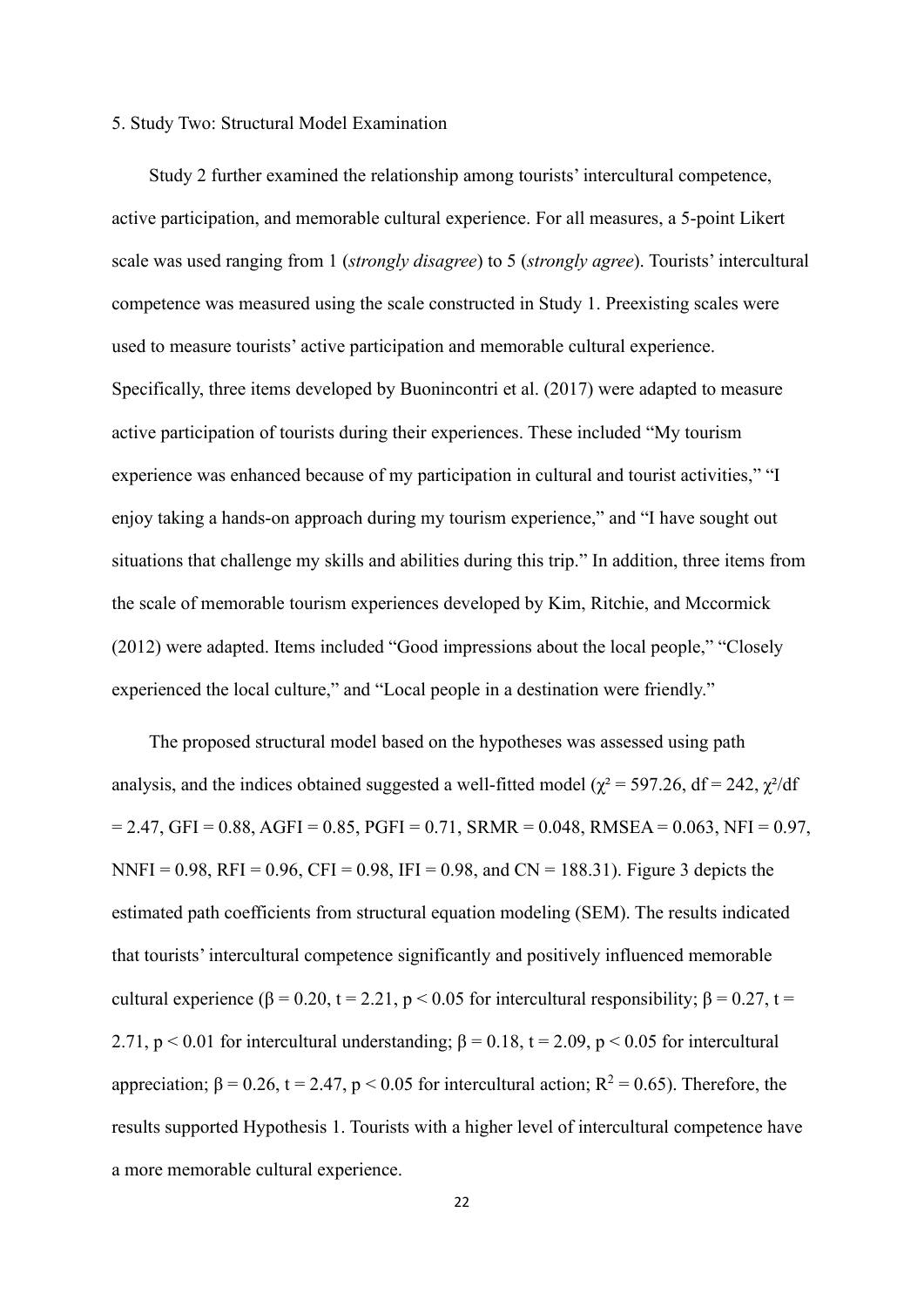## 5. Study Two: Structural Model Examination

Study 2 further examined the relationship among tourists' intercultural competence, active participation, and memorable cultural experience. For all measures, a 5-point Likert scale was used ranging from 1 (*strongly disagree*) to 5 (*strongly agree*). Tourists' intercultural competence was measured using the scale constructed in Study 1. Preexisting scales were used to measure tourists' active participation and memorable cultural experience. Specifically, three items developed by Buonincontri et al. (2017) were adapted to measure active participation of tourists during their experiences. These included "My tourism experience was enhanced because of my participation in cultural and tourist activities," "I enjoy taking a hands-on approach during my tourism experience," and "I have sought out situations that challenge my skills and abilities during this trip." In addition, three items from the scale of memorable tourism experiences developed by Kim, Ritchie, and Mccormick (2012) were adapted. Items included "Good impressions about the local people," "Closely experienced the local culture," and "Local people in a destination were friendly."

The proposed structural model based on the hypotheses was assessed using path analysis, and the indices obtained suggested a well-fitted model ($\chi^2 = 597.26$, df = 242, $\chi^2/df = 2.47$, GFI = 0.88, AGFI = 0.85, PGFI = 0.71, SRMR = 0.048, RMSEA = 0.063, NFI = 0.97, NNFI = 0.98, RFI = 0.96, CFI = 0.98, IFI = 0.98, and CN = 188.31). Figure 3 depicts the estimated path coefficients from structural equation modeling (SEM). The results indicated that tourists' intercultural competence significantly and positively influenced memorable cultural experience ($\beta = 0.20$, $t = 2.21$, $p < 0.05$ for intercultural responsibility; $\beta = 0.27$, $t = 2.71$, $p < 0.01$ for intercultural understanding; $\beta = 0.18$, $t = 2.09$, $p < 0.05$ for intercultural appreciation; $\beta = 0.26$, $t = 2.47$, $p < 0.05$ for intercultural action; $R^2 = 0.65$). Therefore, the results supported Hypothesis 1. Tourists with a higher level of intercultural competence have a more memorable cultural experience.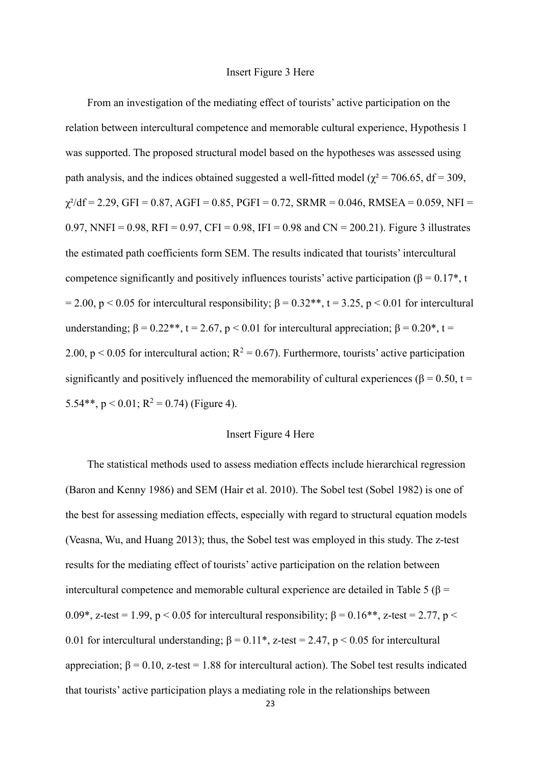Insert Figure 3 Here

From an investigation of the mediating effect of tourists' active participation on the relation between intercultural competence and memorable cultural experience, Hypothesis 1 was supported. The proposed structural model based on the hypotheses was assessed using path analysis, and the indices obtained suggested a well-fitted model ($\chi^2 = 706.65$, df = 309, $\chi^2/df = 2.29$, GFI = 0.87, AGFI = 0.85, PGFI = 0.72, SRMR = 0.046, RMSEA = 0.059, NFI = 0.97, NNFI = 0.98, RFI = 0.97, CFI = 0.98, IFI = 0.98 and CN = 200.21). Figure 3 illustrates the estimated path coefficients form SEM. The results indicated that tourists' intercultural competence significantly and positively influences tourists' active participation ($\beta = 0.17$*, t = 2.00, $p < 0.05$ for intercultural responsibility; $\beta = 0.32$**, t = 3.25, $p < 0.01$ for intercultural understanding; $\beta = 0.22$**, t = 2.67, $p < 0.01$ for intercultural appreciation; $\beta = 0.20$*, t = 2.00, $p < 0.05$ for intercultural action; $R^2 = 0.67$). Furthermore, tourists' active participation significantly and positively influenced the memorability of cultural experiences ($\beta = 0.50$, t = 5.54**, $p < 0.01$; $R^2 = 0.74$) (Figure 4).

Insert Figure 4 Here

The statistical methods used to assess mediation effects include hierarchical regression (Baron and Kenny 1986) and SEM (Hair et al. 2010). The Sobel test (Sobel 1982) is one of the best for assessing mediation effects, especially with regard to structural equation models (Veasna, Wu, and Huang 2013); thus, the Sobel test was employed in this study. The z-test results for the mediating effect of tourists' active participation on the relation between intercultural competence and memorable cultural experience are detailed in Table 5 ($\beta = 0.09$*, z-test = 1.99, $p < 0.05$ for intercultural responsibility; $\beta = 0.16$**, z-test = 2.77, $p < 0.01$ for intercultural understanding; $\beta = 0.11$*, z-test = 2.47, $p < 0.05$ for intercultural appreciation; $\beta = 0.10$, z-test = 1.88 for intercultural action). The Sobel test results indicated that tourists' active participation plays a mediating role in the relationships between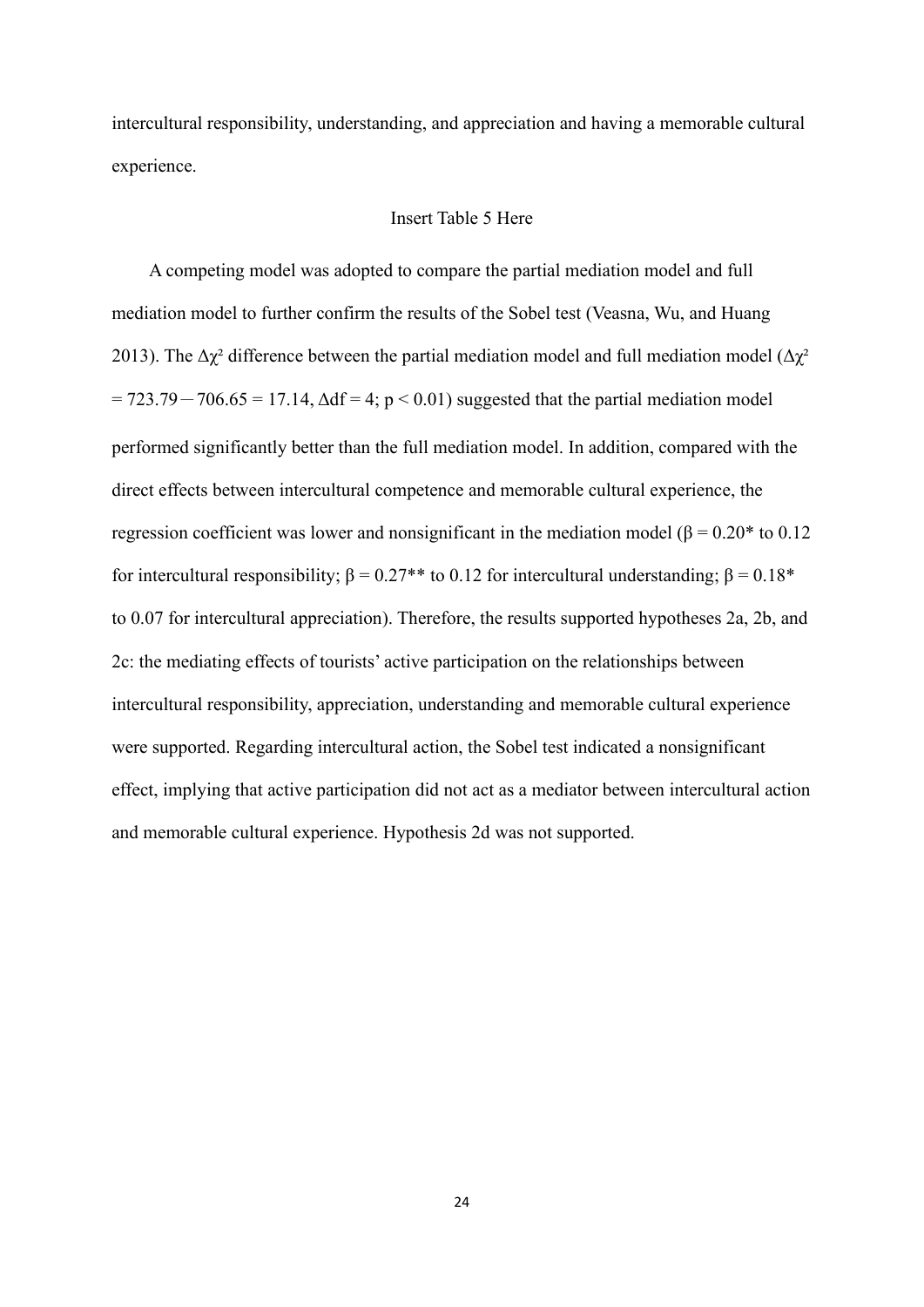intercultural responsibility, understanding, and appreciation and having a memorable cultural experience.

Insert Table 5 Here

A competing model was adopted to compare the partial mediation model and full mediation model to further confirm the results of the Sobel test (Veasna, Wu, and Huang 2013). The $\Delta\chi^2$ difference between the partial mediation model and full mediation model ($\Delta\chi^2 = 723.79 - 706.65 = 17.14$, $\Delta df = 4$; $p < 0.01$) suggested that the partial mediation model performed significantly better than the full mediation model. In addition, compared with the direct effects between intercultural competence and memorable cultural experience, the regression coefficient was lower and nonsignificant in the mediation model ($\beta = 0.20^*$ to 0.12 for intercultural responsibility; $\beta = 0.27^{**}$ to 0.12 for intercultural understanding; $\beta = 0.18^*$ to 0.07 for intercultural appreciation). Therefore, the results supported hypotheses 2a, 2b, and 2c: the mediating effects of tourists' active participation on the relationships between intercultural responsibility, appreciation, understanding and memorable cultural experience were supported. Regarding intercultural action, the Sobel test indicated a nonsignificant effect, implying that active participation did not act as a mediator between intercultural action and memorable cultural experience. Hypothesis 2d was not supported.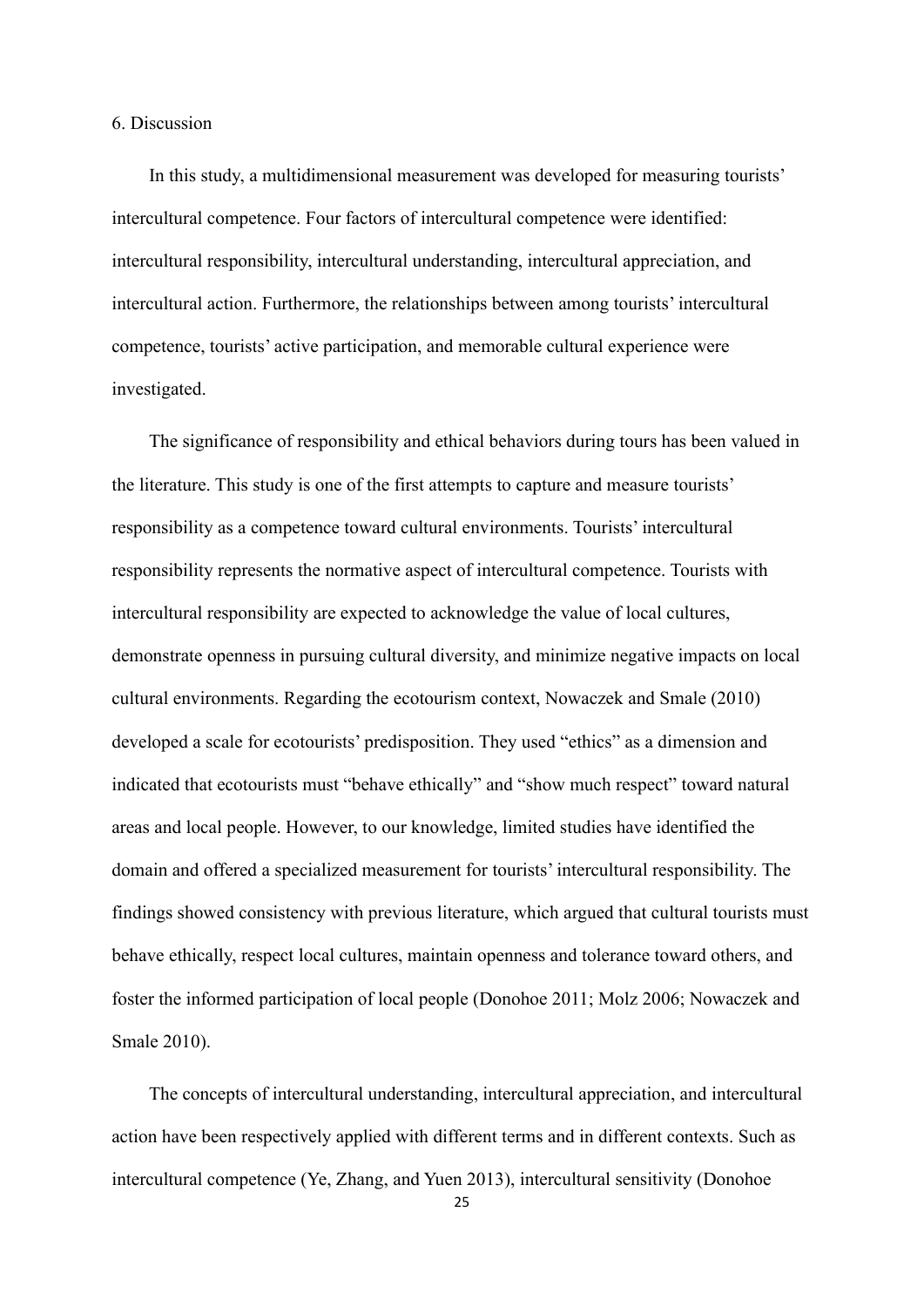## 6. Discussion

In this study, a multidimensional measurement was developed for measuring tourists' intercultural competence. Four factors of intercultural competence were identified: intercultural responsibility, intercultural understanding, intercultural appreciation, and intercultural action. Furthermore, the relationships between among tourists' intercultural competence, tourists' active participation, and memorable cultural experience were investigated.

The significance of responsibility and ethical behaviors during tours has been valued in the literature. This study is one of the first attempts to capture and measure tourists' responsibility as a competence toward cultural environments. Tourists' intercultural responsibility represents the normative aspect of intercultural competence. Tourists with intercultural responsibility are expected to acknowledge the value of local cultures, demonstrate openness in pursuing cultural diversity, and minimize negative impacts on local cultural environments. Regarding the ecotourism context, Nowaczek and Smale (2010) developed a scale for ecotourists' predisposition. They used "ethics" as a dimension and indicated that ecotourists must "behave ethically" and "show much respect" toward natural areas and local people. However, to our knowledge, limited studies have identified the domain and offered a specialized measurement for tourists' intercultural responsibility. The findings showed consistency with previous literature, which argued that cultural tourists must behave ethically, respect local cultures, maintain openness and tolerance toward others, and foster the informed participation of local people (Donohoe 2011; Molz 2006; Nowaczek and Smale 2010).

The concepts of intercultural understanding, intercultural appreciation, and intercultural action have been respectively applied with different terms and in different contexts. Such as intercultural competence (Ye, Zhang, and Yuen 2013), intercultural sensitivity (Donohoe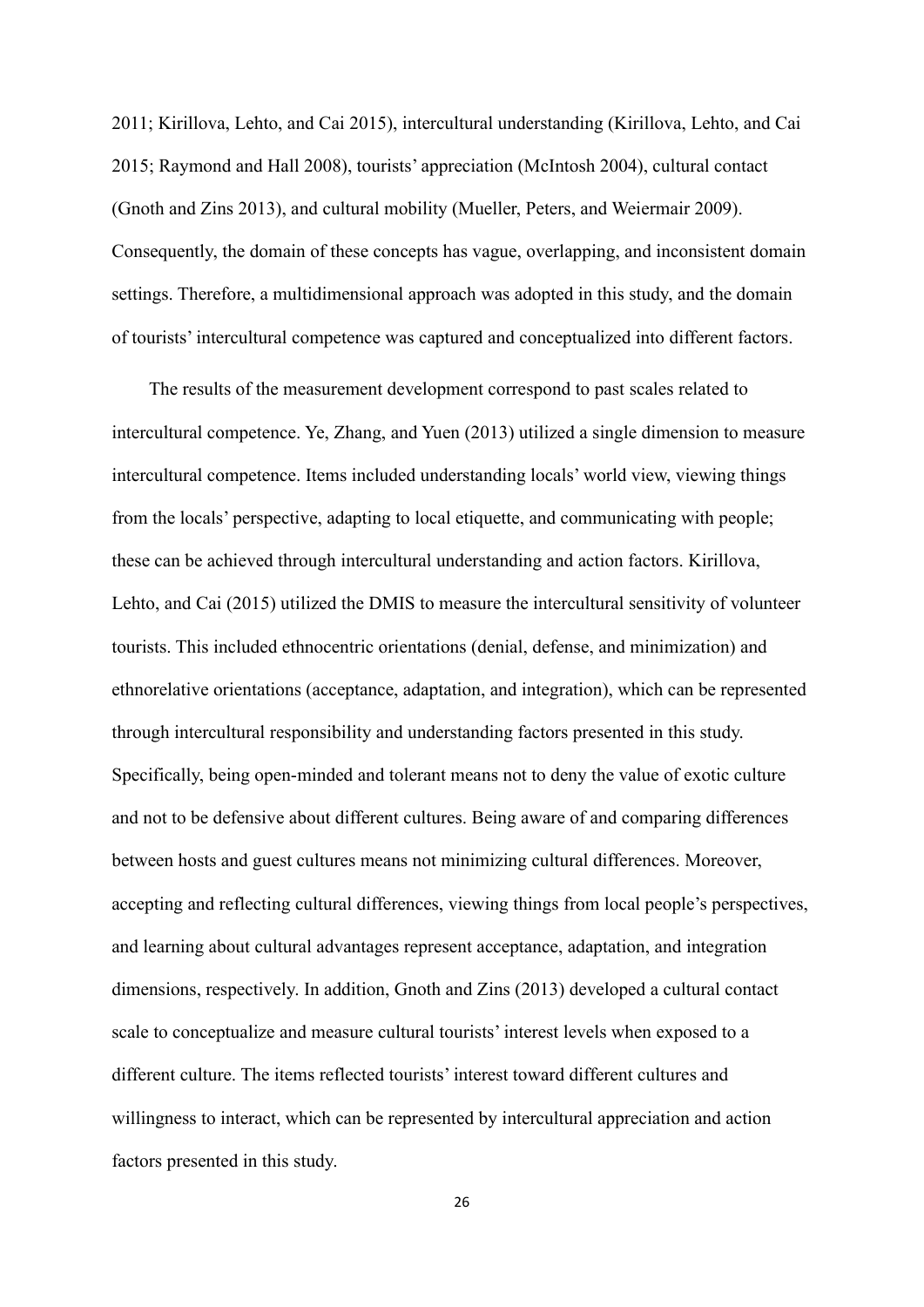2011; Kirillova, Lehto, and Cai 2015), intercultural understanding (Kirillova, Lehto, and Cai 2015; Raymond and Hall 2008), tourists' appreciation (McIntosh 2004), cultural contact (Gnoth and Zins 2013), and cultural mobility (Mueller, Peters, and Weiermair 2009). Consequently, the domain of these concepts has vague, overlapping, and inconsistent domain settings. Therefore, a multidimensional approach was adopted in this study, and the domain of tourists' intercultural competence was captured and conceptualized into different factors.

The results of the measurement development correspond to past scales related to intercultural competence. Ye, Zhang, and Yuen (2013) utilized a single dimension to measure intercultural competence. Items included understanding locals' world view, viewing things from the locals' perspective, adapting to local etiquette, and communicating with people; these can be achieved through intercultural understanding and action factors. Kirillova, Lehto, and Cai (2015) utilized the DMIS to measure the intercultural sensitivity of volunteer tourists. This included ethnocentric orientations (denial, defense, and minimization) and ethnorelative orientations (acceptance, adaptation, and integration), which can be represented through intercultural responsibility and understanding factors presented in this study. Specifically, being open-minded and tolerant means not to deny the value of exotic culture and not to be defensive about different cultures. Being aware of and comparing differences between hosts and guest cultures means not minimizing cultural differences. Moreover, accepting and reflecting cultural differences, viewing things from local people's perspectives, and learning about cultural advantages represent acceptance, adaptation, and integration dimensions, respectively. In addition, Gnoth and Zins (2013) developed a cultural contact scale to conceptualize and measure cultural tourists' interest levels when exposed to a different culture. The items reflected tourists' interest toward different cultures and willingness to interact, which can be represented by intercultural appreciation and action factors presented in this study.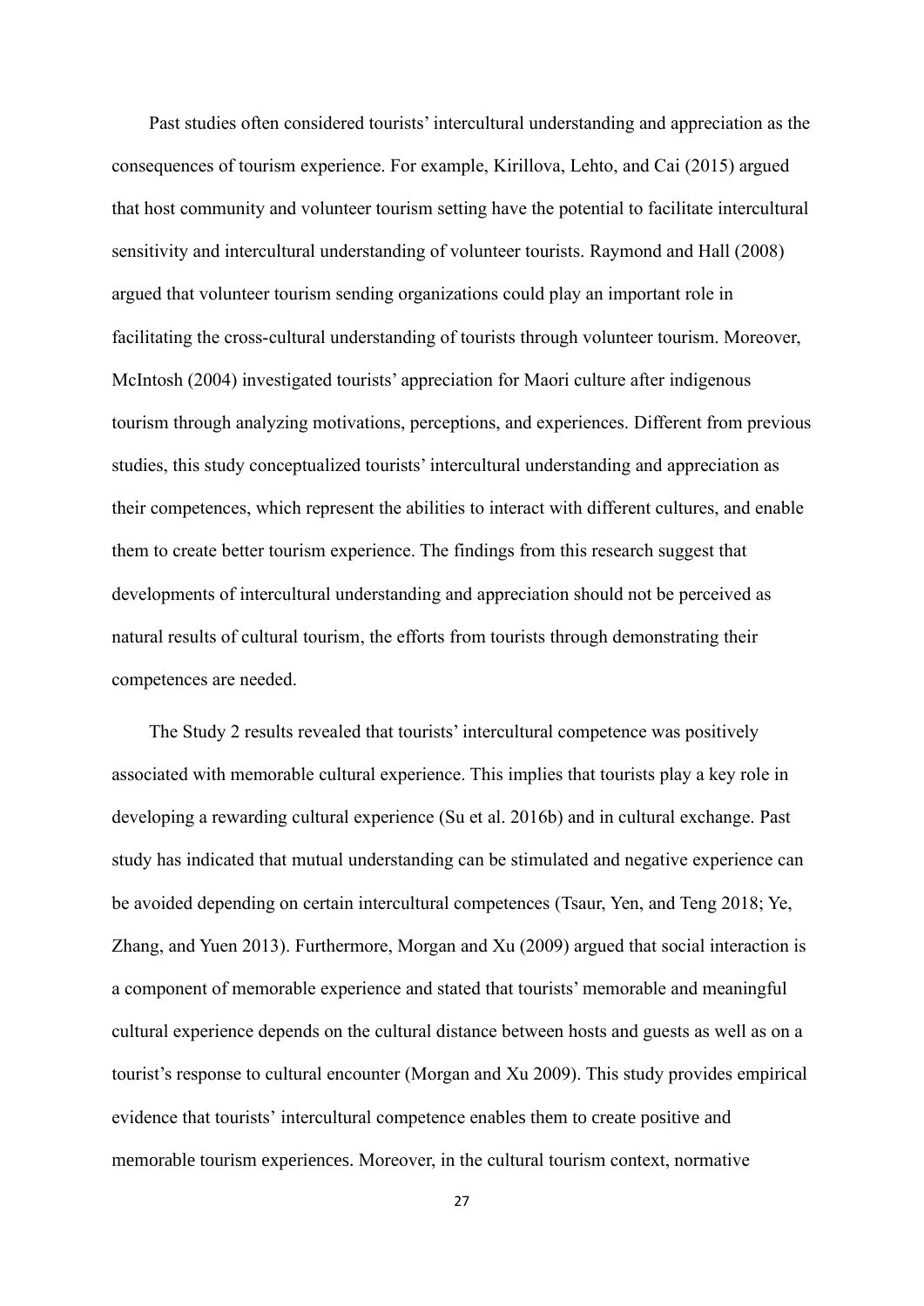Past studies often considered tourists' intercultural understanding and appreciation as the consequences of tourism experience. For example, Kirillova, Lehto, and Cai (2015) argued that host community and volunteer tourism setting have the potential to facilitate intercultural sensitivity and intercultural understanding of volunteer tourists. Raymond and Hall (2008) argued that volunteer tourism sending organizations could play an important role in facilitating the cross-cultural understanding of tourists through volunteer tourism. Moreover, McIntosh (2004) investigated tourists' appreciation for Maori culture after indigenous tourism through analyzing motivations, perceptions, and experiences. Different from previous studies, this study conceptualized tourists' intercultural understanding and appreciation as their competences, which represent the abilities to interact with different cultures, and enable them to create better tourism experience. The findings from this research suggest that developments of intercultural understanding and appreciation should not be perceived as natural results of cultural tourism, the efforts from tourists through demonstrating their competences are needed.

The Study 2 results revealed that tourists' intercultural competence was positively associated with memorable cultural experience. This implies that tourists play a key role in developing a rewarding cultural experience (Su et al. 2016b) and in cultural exchange. Past study has indicated that mutual understanding can be stimulated and negative experience can be avoided depending on certain intercultural competences (Tsaur, Yen, and Teng 2018; Ye, Zhang, and Yuen 2013). Furthermore, Morgan and Xu (2009) argued that social interaction is a component of memorable experience and stated that tourists' memorable and meaningful cultural experience depends on the cultural distance between hosts and guests as well as on a tourist's response to cultural encounter (Morgan and Xu 2009). This study provides empirical evidence that tourists' intercultural competence enables them to create positive and memorable tourism experiences. Moreover, in the cultural tourism context, normative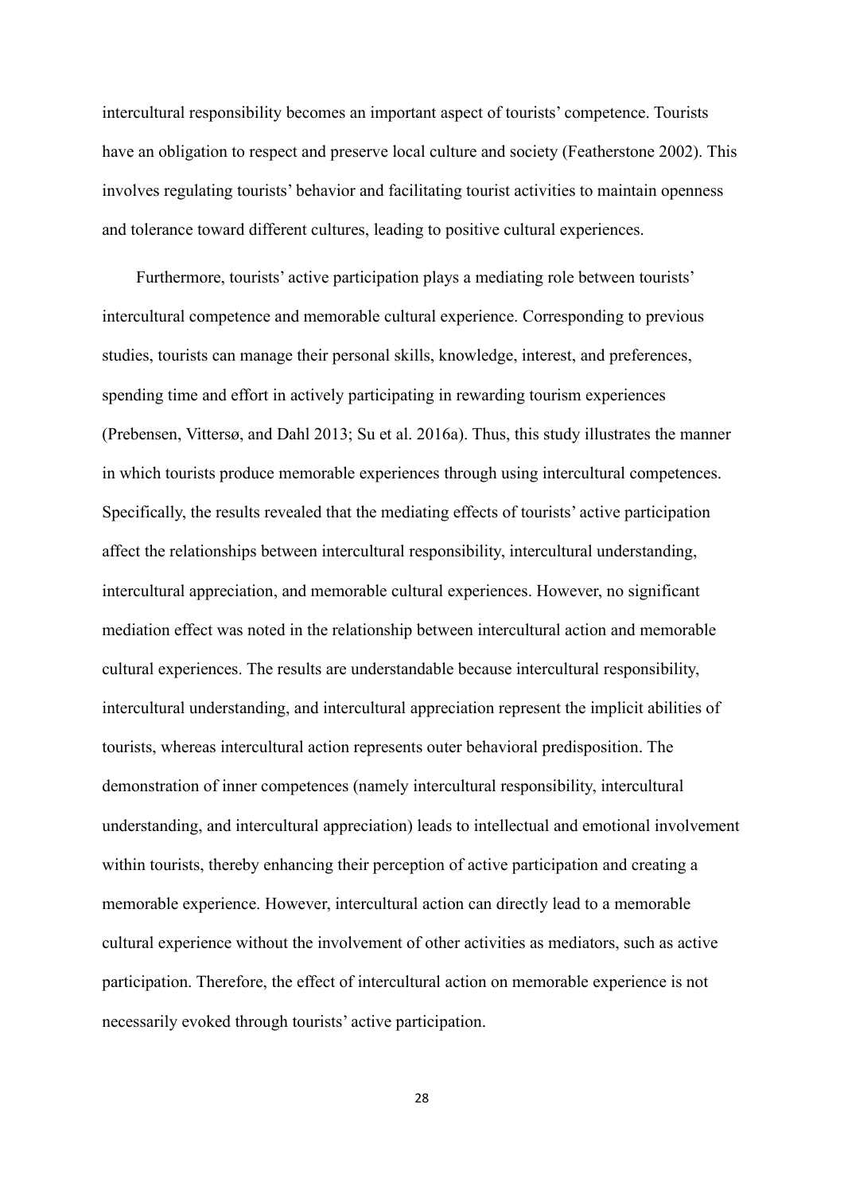intercultural responsibility becomes an important aspect of tourists' competence. Tourists have an obligation to respect and preserve local culture and society (Featherstone 2002). This involves regulating tourists' behavior and facilitating tourist activities to maintain openness and tolerance toward different cultures, leading to positive cultural experiences.

Furthermore, tourists' active participation plays a mediating role between tourists' intercultural competence and memorable cultural experience. Corresponding to previous studies, tourists can manage their personal skills, knowledge, interest, and preferences, spending time and effort in actively participating in rewarding tourism experiences (Prebensen, Vittersø, and Dahl 2013; Su et al. 2016a). Thus, this study illustrates the manner in which tourists produce memorable experiences through using intercultural competences. Specifically, the results revealed that the mediating effects of tourists' active participation affect the relationships between intercultural responsibility, intercultural understanding, intercultural appreciation, and memorable cultural experiences. However, no significant mediation effect was noted in the relationship between intercultural action and memorable cultural experiences. The results are understandable because intercultural responsibility, intercultural understanding, and intercultural appreciation represent the implicit abilities of tourists, whereas intercultural action represents outer behavioral predisposition. The demonstration of inner competences (namely intercultural responsibility, intercultural understanding, and intercultural appreciation) leads to intellectual and emotional involvement within tourists, thereby enhancing their perception of active participation and creating a memorable experience. However, intercultural action can directly lead to a memorable cultural experience without the involvement of other activities as mediators, such as active participation. Therefore, the effect of intercultural action on memorable experience is not necessarily evoked through tourists' active participation.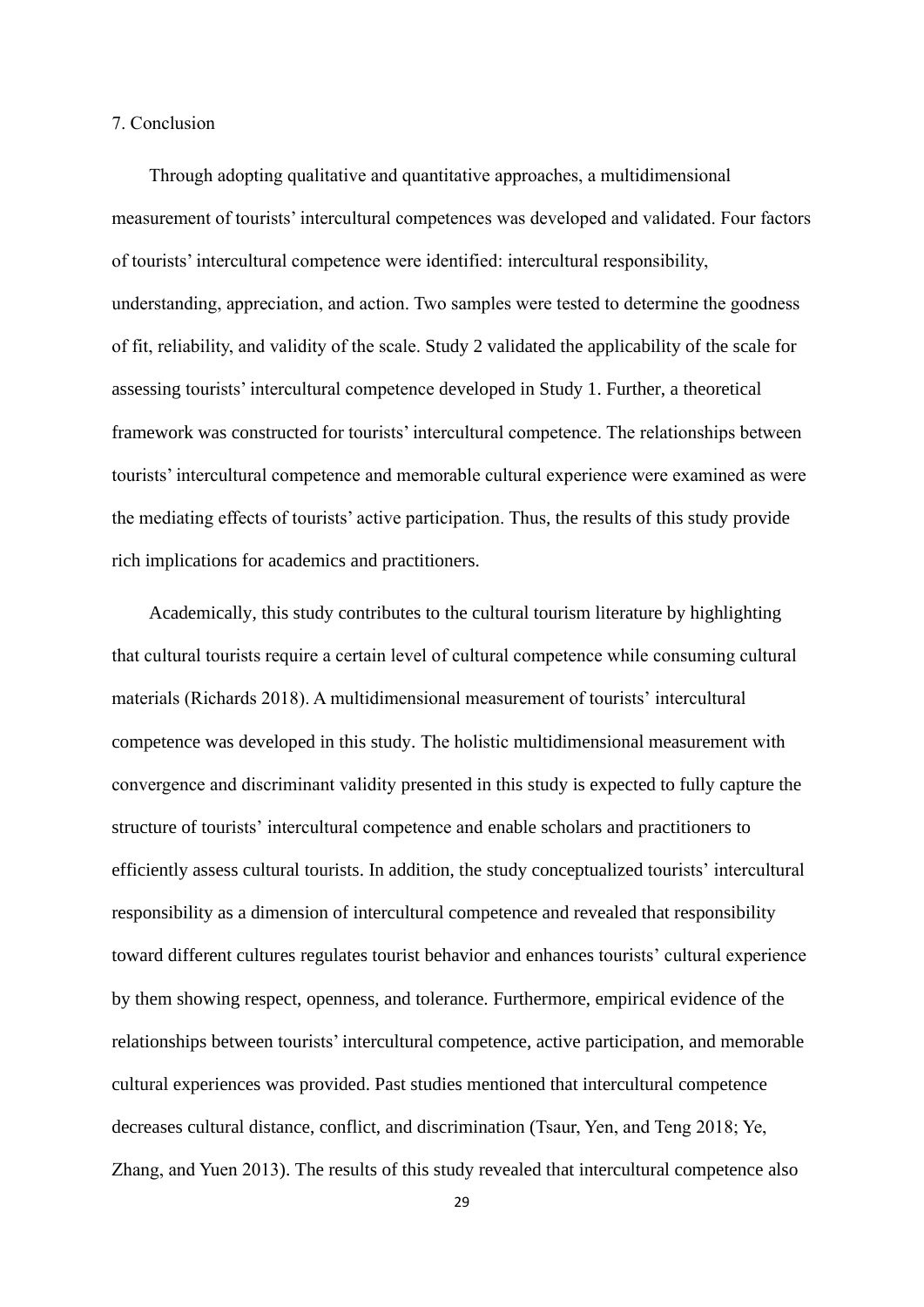## 7. Conclusion

Through adopting qualitative and quantitative approaches, a multidimensional measurement of tourists' intercultural competences was developed and validated. Four factors of tourists' intercultural competence were identified: intercultural responsibility, understanding, appreciation, and action. Two samples were tested to determine the goodness of fit, reliability, and validity of the scale. Study 2 validated the applicability of the scale for assessing tourists' intercultural competence developed in Study 1. Further, a theoretical framework was constructed for tourists' intercultural competence. The relationships between tourists' intercultural competence and memorable cultural experience were examined as were the mediating effects of tourists' active participation. Thus, the results of this study provide rich implications for academics and practitioners.

Academically, this study contributes to the cultural tourism literature by highlighting that cultural tourists require a certain level of cultural competence while consuming cultural materials (Richards 2018). A multidimensional measurement of tourists' intercultural competence was developed in this study. The holistic multidimensional measurement with convergence and discriminant validity presented in this study is expected to fully capture the structure of tourists' intercultural competence and enable scholars and practitioners to efficiently assess cultural tourists. In addition, the study conceptualized tourists' intercultural responsibility as a dimension of intercultural competence and revealed that responsibility toward different cultures regulates tourist behavior and enhances tourists' cultural experience by them showing respect, openness, and tolerance. Furthermore, empirical evidence of the relationships between tourists' intercultural competence, active participation, and memorable cultural experiences was provided. Past studies mentioned that intercultural competence decreases cultural distance, conflict, and discrimination (Tsaur, Yen, and Teng 2018; Ye, Zhang, and Yuen 2013). The results of this study revealed that intercultural competence also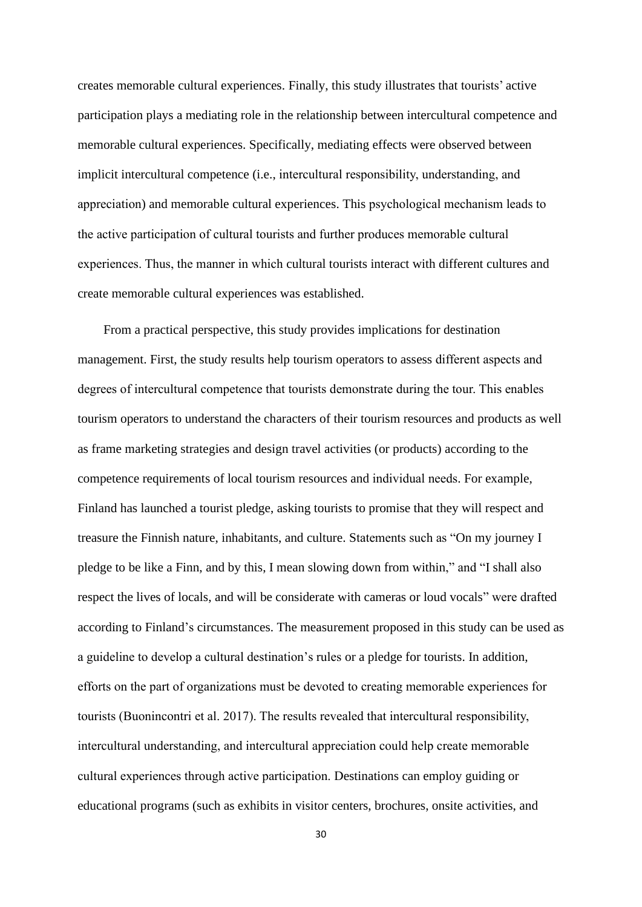creates memorable cultural experiences. Finally, this study illustrates that tourists' active participation plays a mediating role in the relationship between intercultural competence and memorable cultural experiences. Specifically, mediating effects were observed between implicit intercultural competence (i.e., intercultural responsibility, understanding, and appreciation) and memorable cultural experiences. This psychological mechanism leads to the active participation of cultural tourists and further produces memorable cultural experiences. Thus, the manner in which cultural tourists interact with different cultures and create memorable cultural experiences was established.

From a practical perspective, this study provides implications for destination management. First, the study results help tourism operators to assess different aspects and degrees of intercultural competence that tourists demonstrate during the tour. This enables tourism operators to understand the characters of their tourism resources and products as well as frame marketing strategies and design travel activities (or products) according to the competence requirements of local tourism resources and individual needs. For example, Finland has launched a tourist pledge, asking tourists to promise that they will respect and treasure the Finnish nature, inhabitants, and culture. Statements such as "On my journey I pledge to be like a Finn, and by this, I mean slowing down from within," and "I shall also respect the lives of locals, and will be considerate with cameras or loud vocals" were drafted according to Finland's circumstances. The measurement proposed in this study can be used as a guideline to develop a cultural destination's rules or a pledge for tourists. In addition, efforts on the part of organizations must be devoted to creating memorable experiences for tourists (Buonincontri et al. 2017). The results revealed that intercultural responsibility, intercultural understanding, and intercultural appreciation could help create memorable cultural experiences through active participation. Destinations can employ guiding or educational programs (such as exhibits in visitor centers, brochures, onsite activities, and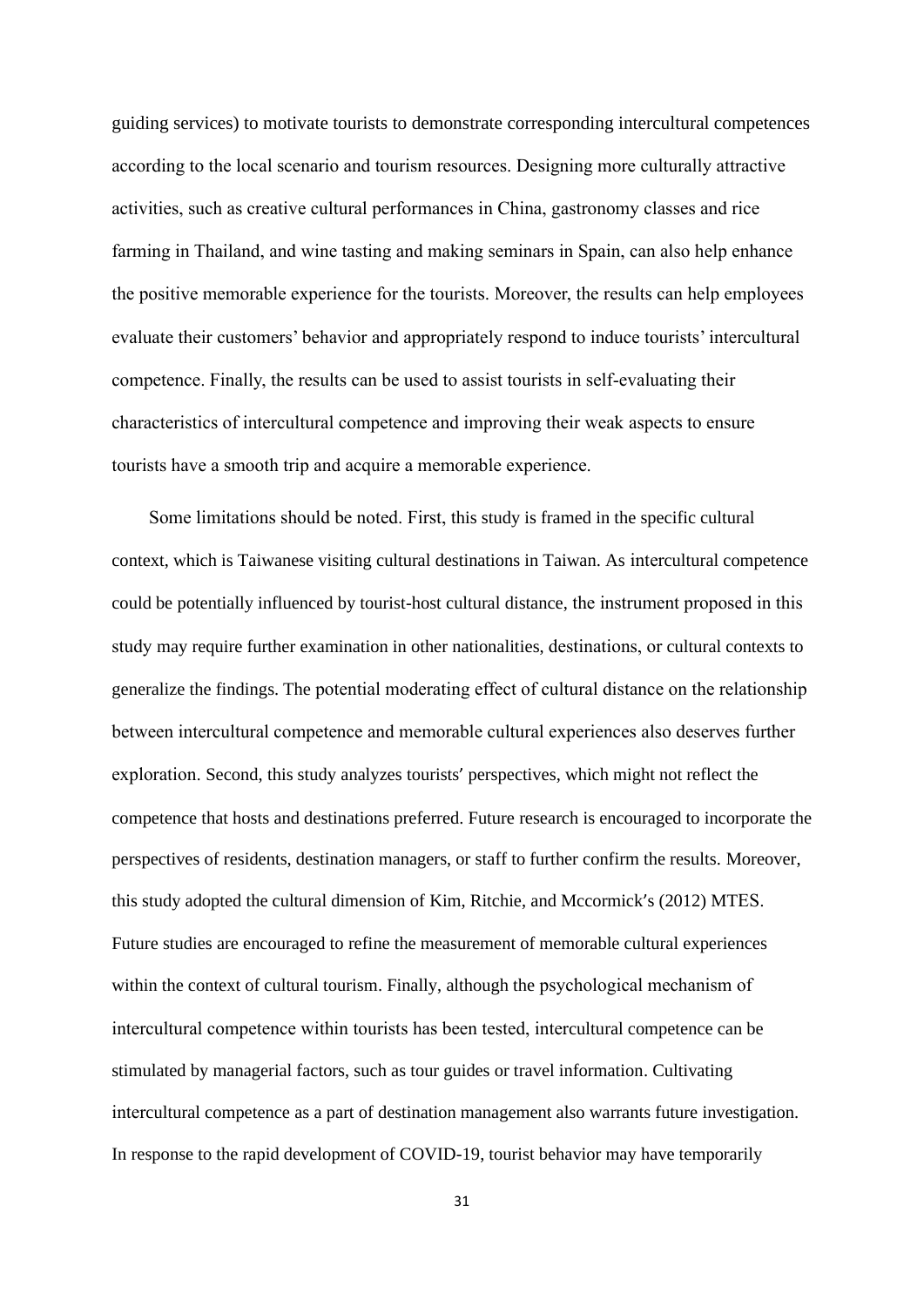guiding services) to motivate tourists to demonstrate corresponding intercultural competences according to the local scenario and tourism resources. Designing more culturally attractive activities, such as creative cultural performances in China, gastronomy classes and rice farming in Thailand, and wine tasting and making seminars in Spain, can also help enhance the positive memorable experience for the tourists. Moreover, the results can help employees evaluate their customers' behavior and appropriately respond to induce tourists' intercultural competence. Finally, the results can be used to assist tourists in self-evaluating their characteristics of intercultural competence and improving their weak aspects to ensure tourists have a smooth trip and acquire a memorable experience.

Some limitations should be noted. First, this study is framed in the specific cultural context, which is Taiwanese visiting cultural destinations in Taiwan. As intercultural competence could be potentially influenced by tourist-host cultural distance, the instrument proposed in this study may require further examination in other nationalities, destinations, or cultural contexts to generalize the findings. The potential moderating effect of cultural distance on the relationship between intercultural competence and memorable cultural experiences also deserves further exploration. Second, this study analyzes tourists′ perspectives, which might not reflect the competence that hosts and destinations preferred. Future research is encouraged to incorporate the perspectives of residents, destination managers, or staff to further confirm the results. Moreover, this study adopted the cultural dimension of Kim, Ritchie, and Mccormick′s (2012) MTES. Future studies are encouraged to refine the measurement of memorable cultural experiences within the context of cultural tourism. Finally, although the psychological mechanism of intercultural competence within tourists has been tested, intercultural competence can be stimulated by managerial factors, such as tour guides or travel information. Cultivating intercultural competence as a part of destination management also warrants future investigation. In response to the rapid development of COVID-19, tourist behavior may have temporarily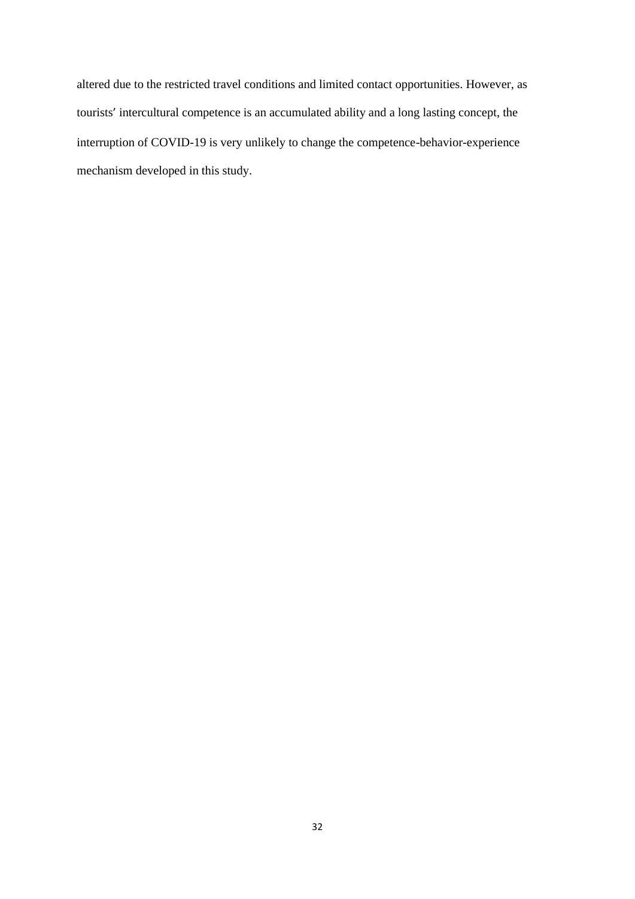altered due to the restricted travel conditions and limited contact opportunities. However, as tourists' intercultural competence is an accumulated ability and a long lasting concept, the interruption of COVID-19 is very unlikely to change the competence-behavior-experience mechanism developed in this study.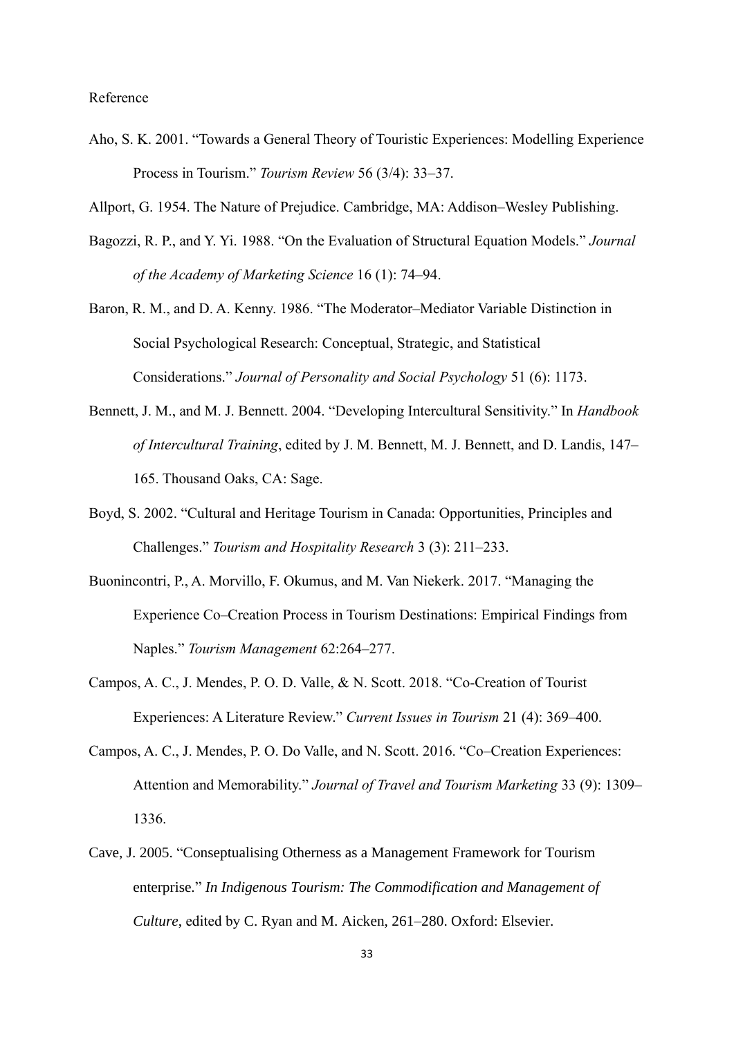Reference

Aho, S. K. 2001. "Towards a General Theory of Touristic Experiences: Modelling Experience Process in Tourism." *Tourism Review* 56 (3/4): 33–37.

Allport, G. 1954. The Nature of Prejudice. Cambridge, MA: Addison–Wesley Publishing.

Bagozzi, R. P., and Y. Yi. 1988. "On the Evaluation of Structural Equation Models." *Journal of the Academy of Marketing Science* 16 (1): 74–94.

Baron, R. M., and D. A. Kenny. 1986. "The Moderator–Mediator Variable Distinction in Social Psychological Research: Conceptual, Strategic, and Statistical Considerations." *Journal of Personality and Social Psychology* 51 (6): 1173.

Bennett, J. M., and M. J. Bennett. 2004. "Developing Intercultural Sensitivity." In *Handbook of Intercultural Training*, edited by J. M. Bennett, M. J. Bennett, and D. Landis, 147–165. Thousand Oaks, CA: Sage.

Boyd, S. 2002. "Cultural and Heritage Tourism in Canada: Opportunities, Principles and Challenges." *Tourism and Hospitality Research* 3 (3): 211–233.

Buonincontri, P., A. Morvillo, F. Okumus, and M. Van Niekerk. 2017. "Managing the Experience Co–Creation Process in Tourism Destinations: Empirical Findings from Naples." *Tourism Management* 62:264–277.

Campos, A. C., J. Mendes, P. O. D. Valle, & N. Scott. 2018. "Co-Creation of Tourist Experiences: A Literature Review." *Current Issues in Tourism* 21 (4): 369–400.

Campos, A. C., J. Mendes, P. O. Do Valle, and N. Scott. 2016. "Co–Creation Experiences: Attention and Memorability." *Journal of Travel and Tourism Marketing* 33 (9): 1309–1336.

Cave, J. 2005. "Conseptualising Otherness as a Management Framework for Tourism enterprise." *In Indigenous Tourism: The Commodification and Management of Culture*, edited by C. Ryan and M. Aicken, 261–280. Oxford: Elsevier.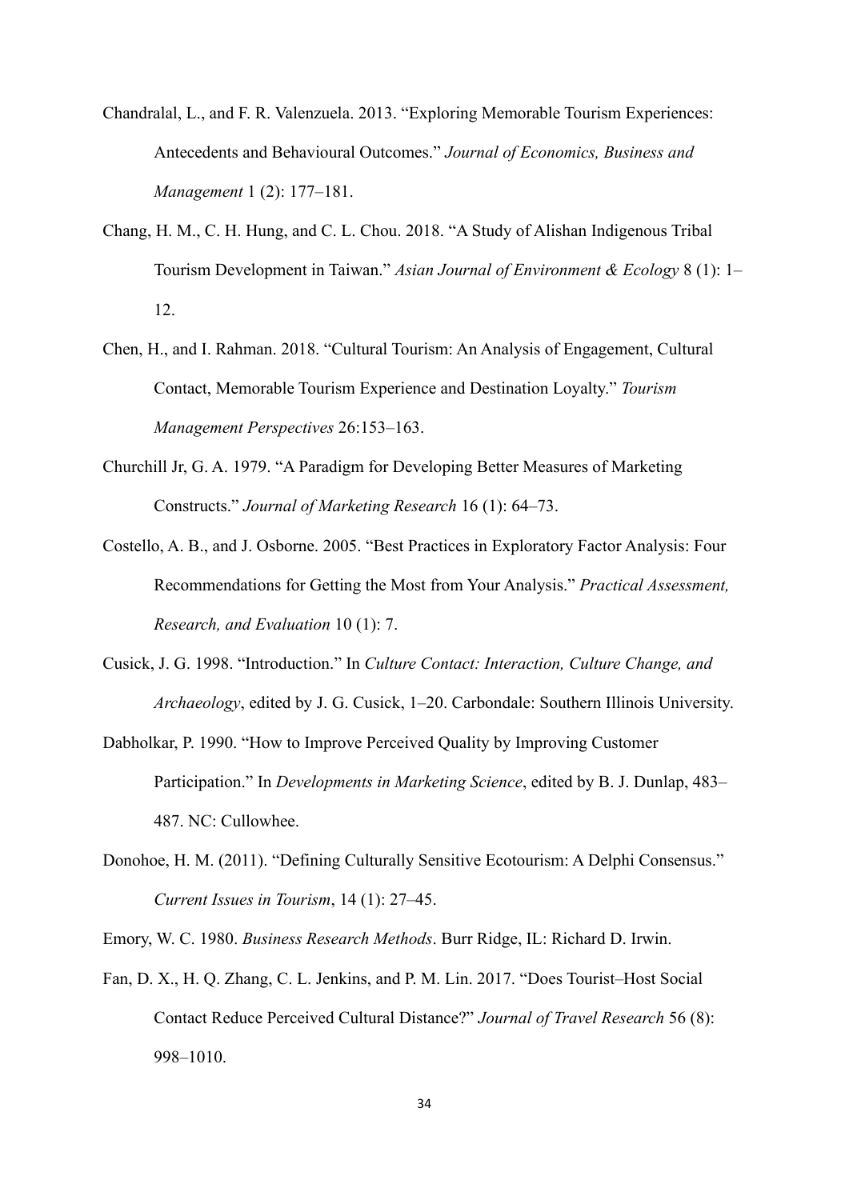Chandralal, L., and F. R. Valenzuela. 2013. "Exploring Memorable Tourism Experiences: Antecedents and Behavioural Outcomes." *Journal of Economics, Business and Management* 1 (2): 177–181.

Chang, H. M., C. H. Hung, and C. L. Chou. 2018. "A Study of Alishan Indigenous Tribal Tourism Development in Taiwan." *Asian Journal of Environment & Ecology* 8 (1): 1–12.

Chen, H., and I. Rahman. 2018. "Cultural Tourism: An Analysis of Engagement, Cultural Contact, Memorable Tourism Experience and Destination Loyalty." *Tourism Management Perspectives* 26:153–163.

Churchill Jr, G. A. 1979. "A Paradigm for Developing Better Measures of Marketing Constructs." *Journal of Marketing Research* 16 (1): 64–73.

Costello, A. B., and J. Osborne. 2005. "Best Practices in Exploratory Factor Analysis: Four Recommendations for Getting the Most from Your Analysis." *Practical Assessment, Research, and Evaluation* 10 (1): 7.

Cusick, J. G. 1998. "Introduction." In *Culture Contact: Interaction, Culture Change, and Archaeology*, edited by J. G. Cusick, 1–20. Carbondale: Southern Illinois University.

Dabholkar, P. 1990. "How to Improve Perceived Quality by Improving Customer Participation." In *Developments in Marketing Science*, edited by B. J. Dunlap, 483–487. NC: Cullowhee.

Donohoe, H. M. (2011). "Defining Culturally Sensitive Ecotourism: A Delphi Consensus." *Current Issues in Tourism*, 14 (1): 27–45.

Emory, W. C. 1980. *Business Research Methods*. Burr Ridge, IL: Richard D. Irwin.

Fan, D. X., H. Q. Zhang, C. L. Jenkins, and P. M. Lin. 2017. "Does Tourist–Host Social Contact Reduce Perceived Cultural Distance?" *Journal of Travel Research* 56 (8): 998–1010.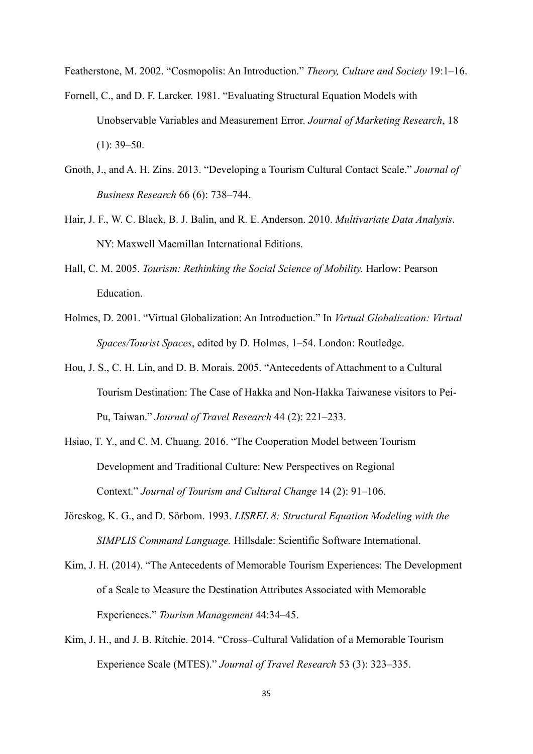Featherstone, M. 2002. "Cosmopolis: An Introduction." *Theory, Culture and Society* 19:1–16.

Fornell, C., and D. F. Larcker. 1981. "Evaluating Structural Equation Models with Unobservable Variables and Measurement Error. *Journal of Marketing Research*, 18 (1): 39–50.

Gnoth, J., and A. H. Zins. 2013. "Developing a Tourism Cultural Contact Scale." *Journal of Business Research* 66 (6): 738–744.

Hair, J. F., W. C. Black, B. J. Balin, and R. E. Anderson. 2010. *Multivariate Data Analysis*. NY: Maxwell Macmillan International Editions.

Hall, C. M. 2005. *Tourism: Rethinking the Social Science of Mobility.* Harlow: Pearson Education.

Holmes, D. 2001. "Virtual Globalization: An Introduction." In *Virtual Globalization: Virtual Spaces/Tourist Spaces*, edited by D. Holmes, 1–54. London: Routledge.

Hou, J. S., C. H. Lin, and D. B. Morais. 2005. "Antecedents of Attachment to a Cultural Tourism Destination: The Case of Hakka and Non-Hakka Taiwanese visitors to Pei-Pu, Taiwan." *Journal of Travel Research* 44 (2): 221–233.

Hsiao, T. Y., and C. M. Chuang. 2016. "The Cooperation Model between Tourism Development and Traditional Culture: New Perspectives on Regional Context." *Journal of Tourism and Cultural Change* 14 (2): 91–106.

Jöreskog, K. G., and D. Sörbom. 1993. *LISREL 8: Structural Equation Modeling with the SIMPLIS Command Language.* Hillsdale: Scientific Software International.

Kim, J. H. (2014). "The Antecedents of Memorable Tourism Experiences: The Development of a Scale to Measure the Destination Attributes Associated with Memorable Experiences." *Tourism Management* 44:34–45.

Kim, J. H., and J. B. Ritchie. 2014. "Cross–Cultural Validation of a Memorable Tourism Experience Scale (MTES)." *Journal of Travel Research* 53 (3): 323–335.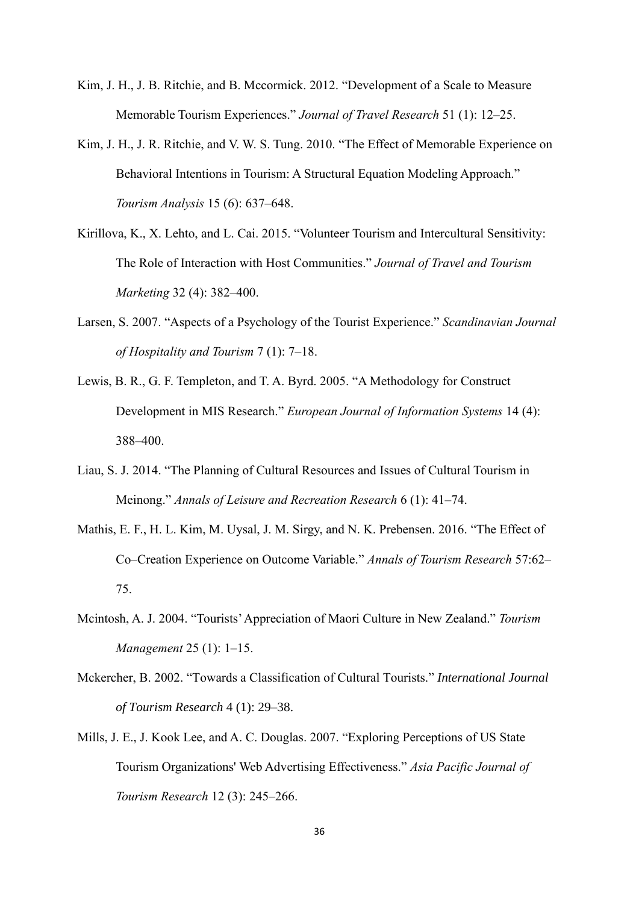Kim, J. H., J. B. Ritchie, and B. Mccormick. 2012. "Development of a Scale to Measure Memorable Tourism Experiences." *Journal of Travel Research* 51 (1): 12–25.

Kim, J. H., J. R. Ritchie, and V. W. S. Tung. 2010. "The Effect of Memorable Experience on Behavioral Intentions in Tourism: A Structural Equation Modeling Approach." *Tourism Analysis* 15 (6): 637–648.

Kirillova, K., X. Lehto, and L. Cai. 2015. "Volunteer Tourism and Intercultural Sensitivity: The Role of Interaction with Host Communities." *Journal of Travel and Tourism Marketing* 32 (4): 382–400.

Larsen, S. 2007. "Aspects of a Psychology of the Tourist Experience." *Scandinavian Journal of Hospitality and Tourism* 7 (1): 7–18.

Lewis, B. R., G. F. Templeton, and T. A. Byrd. 2005. "A Methodology for Construct Development in MIS Research." *European Journal of Information Systems* 14 (4): 388–400.

Liau, S. J. 2014. "The Planning of Cultural Resources and Issues of Cultural Tourism in Meinong." *Annals of Leisure and Recreation Research* 6 (1): 41–74.

Mathis, E. F., H. L. Kim, M. Uysal, J. M. Sirgy, and N. K. Prebensen. 2016. "The Effect of Co–Creation Experience on Outcome Variable." *Annals of Tourism Research* 57:62–75.

Mcintosh, A. J. 2004. "Tourists' Appreciation of Maori Culture in New Zealand." *Tourism Management* 25 (1): 1–15.

Mckercher, B. 2002. "Towards a Classification of Cultural Tourists." *International Journal of Tourism Research* 4 (1): 29–38.

Mills, J. E., J. Kook Lee, and A. C. Douglas. 2007. "Exploring Perceptions of US State Tourism Organizations' Web Advertising Effectiveness." *Asia Pacific Journal of Tourism Research* 12 (3): 245–266.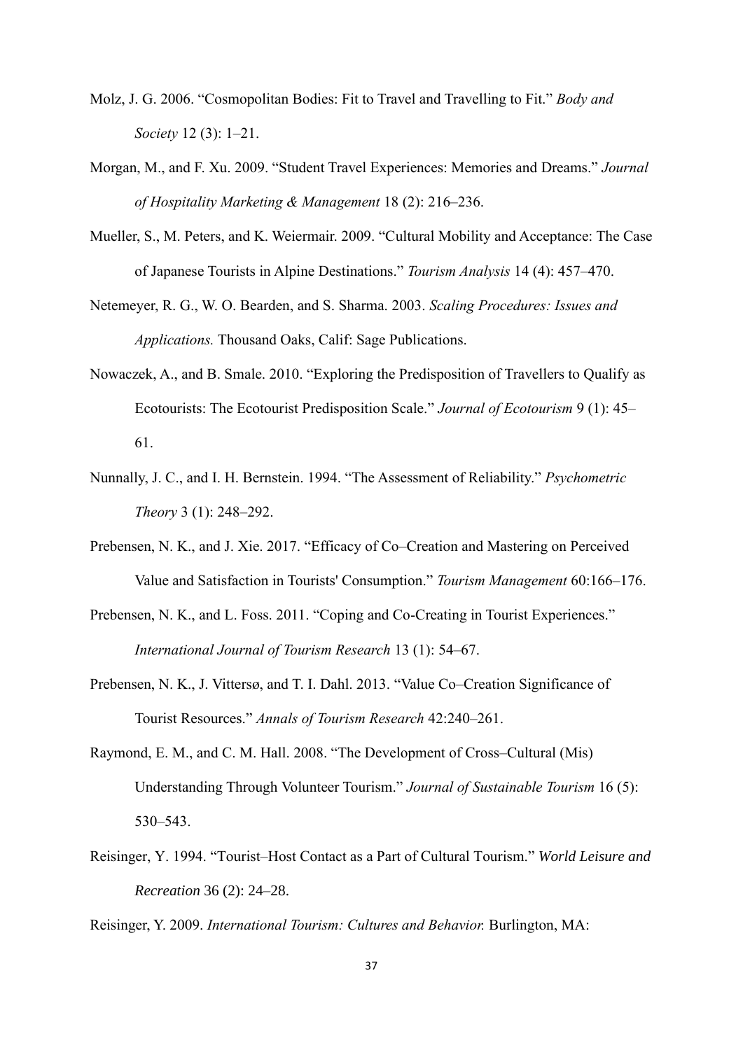Molz, J. G. 2006. "Cosmopolitan Bodies: Fit to Travel and Travelling to Fit." *Body and Society* 12 (3): 1–21.

Morgan, M., and F. Xu. 2009. "Student Travel Experiences: Memories and Dreams." *Journal of Hospitality Marketing & Management* 18 (2): 216–236.

Mueller, S., M. Peters, and K. Weiermair. 2009. "Cultural Mobility and Acceptance: The Case of Japanese Tourists in Alpine Destinations." *Tourism Analysis* 14 (4): 457–470.

Netemeyer, R. G., W. O. Bearden, and S. Sharma. 2003. *Scaling Procedures: Issues and Applications.* Thousand Oaks, Calif: Sage Publications.

Nowaczek, A., and B. Smale. 2010. "Exploring the Predisposition of Travellers to Qualify as Ecotourists: The Ecotourist Predisposition Scale." *Journal of Ecotourism* 9 (1): 45–61.

Nunnally, J. C., and I. H. Bernstein. 1994. "The Assessment of Reliability." *Psychometric Theory* 3 (1): 248–292.

Prebensen, N. K., and J. Xie. 2017. "Efficacy of Co–Creation and Mastering on Perceived Value and Satisfaction in Tourists' Consumption." *Tourism Management* 60:166–176.

Prebensen, N. K., and L. Foss. 2011. "Coping and Co-Creating in Tourist Experiences." *International Journal of Tourism Research* 13 (1): 54–67.

Prebensen, N. K., J. Vittersø, and T. I. Dahl. 2013. "Value Co–Creation Significance of Tourist Resources." *Annals of Tourism Research* 42:240–261.

Raymond, E. M., and C. M. Hall. 2008. "The Development of Cross–Cultural (Mis) Understanding Through Volunteer Tourism." *Journal of Sustainable Tourism* 16 (5): 530–543.

Reisinger, Y. 1994. "Tourist–Host Contact as a Part of Cultural Tourism." *World Leisure and Recreation* 36 (2): 24–28.

Reisinger, Y. 2009. *International Tourism: Cultures and Behavior.* Burlington, MA: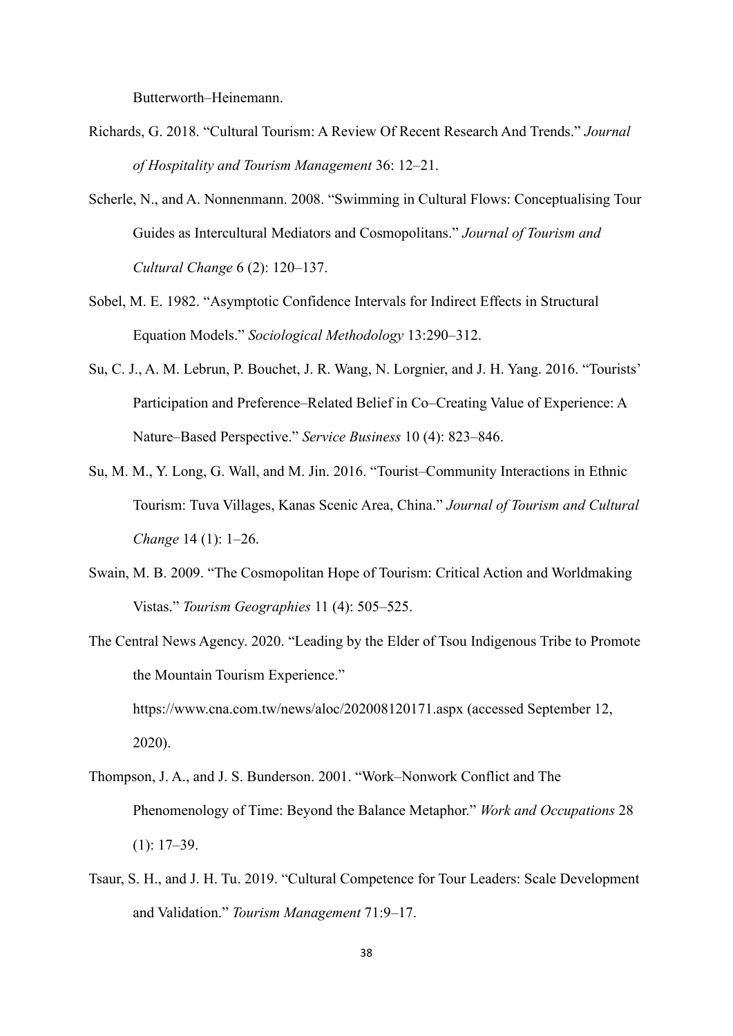Butterworth–Heinemann.

Richards, G. 2018. "Cultural Tourism: A Review Of Recent Research And Trends." *Journal of Hospitality and Tourism Management* 36: 12–21.

Scherle, N., and A. Nonnenmann. 2008. "Swimming in Cultural Flows: Conceptualising Tour Guides as Intercultural Mediators and Cosmopolitans." *Journal of Tourism and Cultural Change* 6 (2): 120–137.

Sobel, M. E. 1982. "Asymptotic Confidence Intervals for Indirect Effects in Structural Equation Models." *Sociological Methodology* 13:290–312.

Su, C. J., A. M. Lebrun, P. Bouchet, J. R. Wang, N. Lorgnier, and J. H. Yang. 2016. "Tourists' Participation and Preference–Related Belief in Co–Creating Value of Experience: A Nature–Based Perspective." *Service Business* 10 (4): 823–846.

Su, M. M., Y. Long, G. Wall, and M. Jin. 2016. "Tourist–Community Interactions in Ethnic Tourism: Tuva Villages, Kanas Scenic Area, China." *Journal of Tourism and Cultural Change* 14 (1): 1–26.

Swain, M. B. 2009. "The Cosmopolitan Hope of Tourism: Critical Action and Worldmaking Vistas." *Tourism Geographies* 11 (4): 505–525.

The Central News Agency. 2020. "Leading by the Elder of Tsou Indigenous Tribe to Promote the Mountain Tourism Experience." https://www.cna.com.tw/news/aloc/202008120171.aspx (accessed September 12, 2020).

Thompson, J. A., and J. S. Bunderson. 2001. "Work–Nonwork Conflict and The Phenomenology of Time: Beyond the Balance Metaphor." *Work and Occupations* 28 (1): 17–39.

Tsaur, S. H., and J. H. Tu. 2019. "Cultural Competence for Tour Leaders: Scale Development and Validation." *Tourism Management* 71:9–17.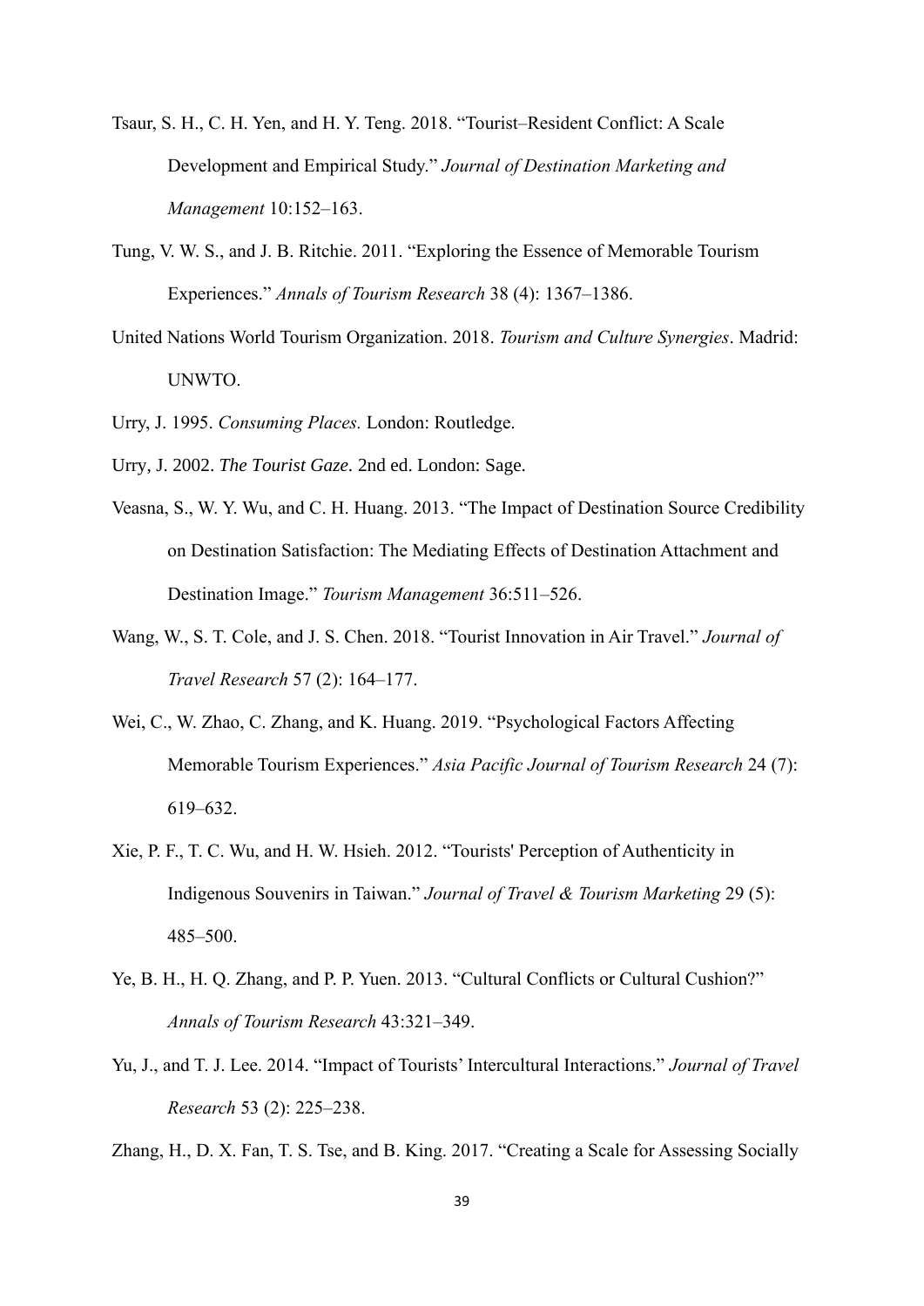Tsaur, S. H., C. H. Yen, and H. Y. Teng. 2018. "Tourist–Resident Conflict: A Scale Development and Empirical Study." *Journal of Destination Marketing and Management* 10:152–163.

Tung, V. W. S., and J. B. Ritchie. 2011. "Exploring the Essence of Memorable Tourism Experiences." *Annals of Tourism Research* 38 (4): 1367–1386.

United Nations World Tourism Organization. 2018. *Tourism and Culture Synergies*. Madrid: UNWTO.

Urry, J. 1995. *Consuming Places.* London: Routledge.

Urry, J. 2002. *The Tourist Gaze*. 2nd ed. London: Sage.

Veasna, S., W. Y. Wu, and C. H. Huang. 2013. "The Impact of Destination Source Credibility on Destination Satisfaction: The Mediating Effects of Destination Attachment and Destination Image." *Tourism Management* 36:511–526.

Wang, W., S. T. Cole, and J. S. Chen. 2018. "Tourist Innovation in Air Travel." *Journal of Travel Research* 57 (2): 164–177.

Wei, C., W. Zhao, C. Zhang, and K. Huang. 2019. "Psychological Factors Affecting Memorable Tourism Experiences." *Asia Pacific Journal of Tourism Research* 24 (7): 619–632.

Xie, P. F., T. C. Wu, and H. W. Hsieh. 2012. "Tourists' Perception of Authenticity in Indigenous Souvenirs in Taiwan." *Journal of Travel & Tourism Marketing* 29 (5): 485–500.

Ye, B. H., H. Q. Zhang, and P. P. Yuen. 2013. "Cultural Conflicts or Cultural Cushion?" *Annals of Tourism Research* 43:321–349.

Yu, J., and T. J. Lee. 2014. "Impact of Tourists' Intercultural Interactions." *Journal of Travel Research* 53 (2): 225–238.

Zhang, H., D. X. Fan, T. S. Tse, and B. King. 2017. "Creating a Scale for Assessing Socially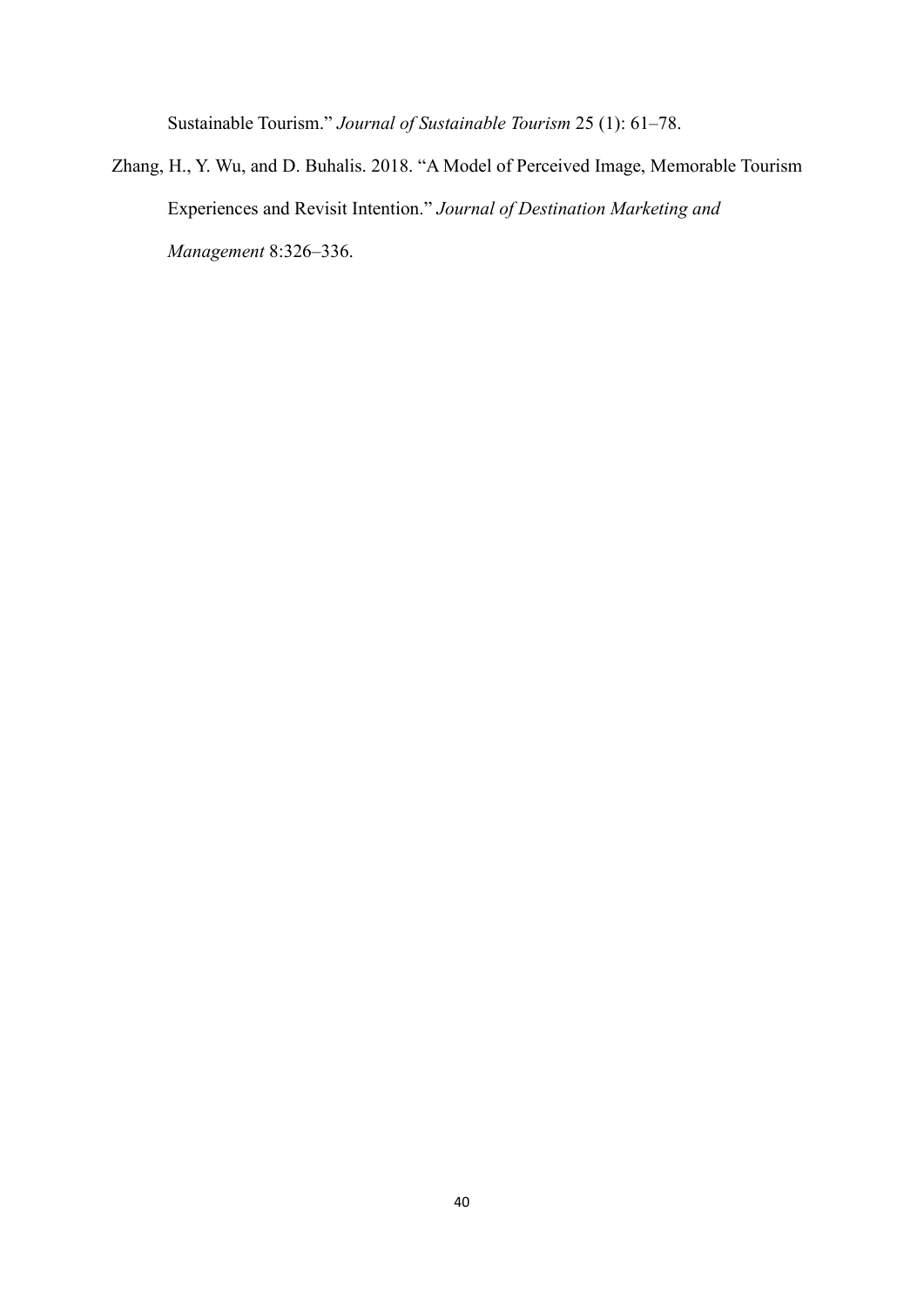Sustainable Tourism." *Journal of Sustainable Tourism* 25 (1): 61–78.

Zhang, H., Y. Wu, and D. Buhalis. 2018. "A Model of Perceived Image, Memorable Tourism Experiences and Revisit Intention." *Journal of Destination Marketing and Management* 8:326–336.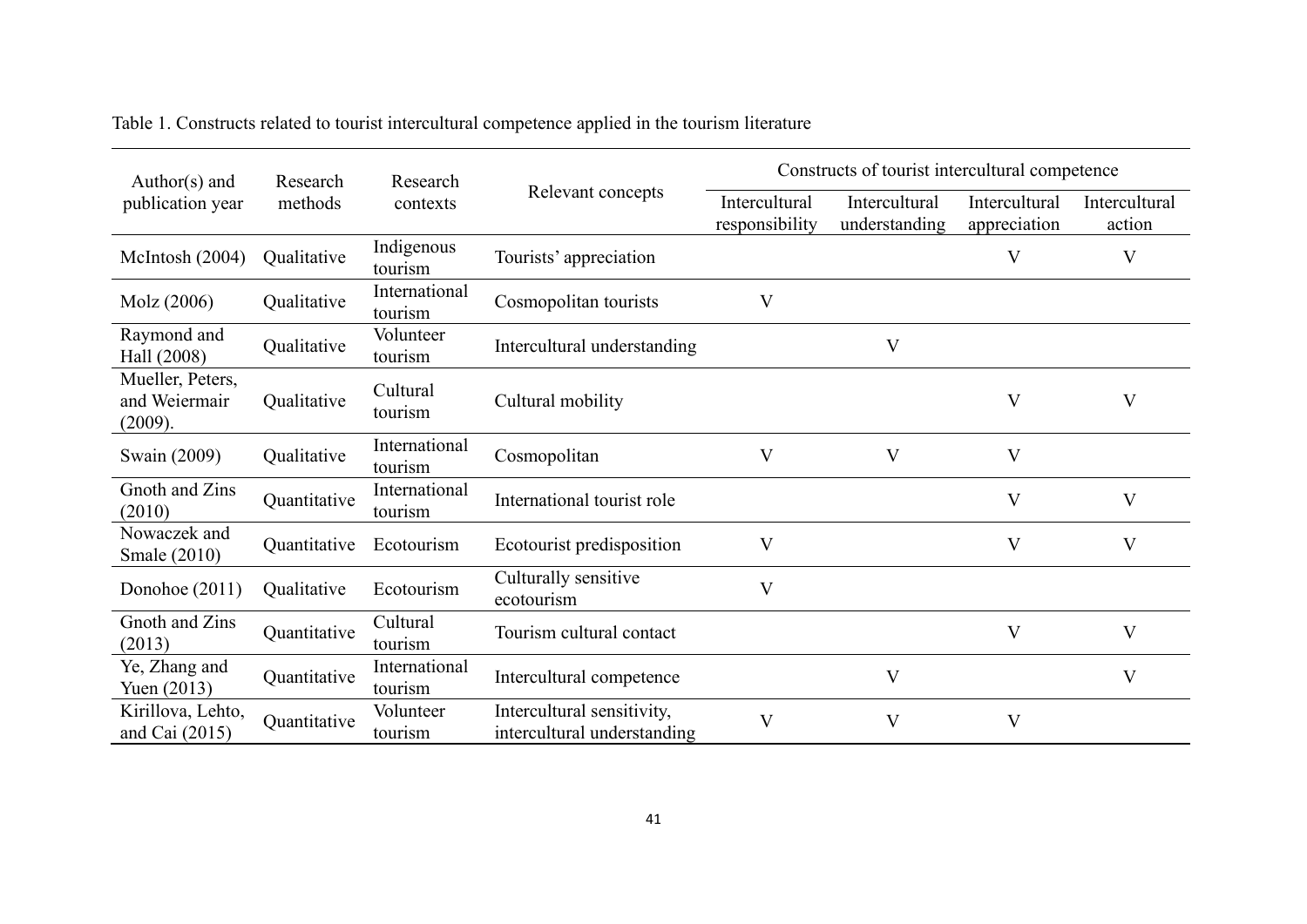Table 1. Constructs related to tourist intercultural competence applied in the tourism literature

| Author(s) and publication year | Research methods | Research contexts | Relevant concepts | Constructs of tourist intercultural competence | | | |
|---|---|---|---|---|---|---|---|
| | | | | Intercultural responsibility | Intercultural understanding | Intercultural appreciation | Intercultural action |
| McIntosh (2004) | Qualitative | Indigenous tourism | Tourists' appreciation | | | V | V |
| Molz (2006) | Qualitative | International tourism | Cosmopolitan tourists | V | | | |
| Raymond and Hall (2008) | Qualitative | Volunteer tourism | Intercultural understanding | | V | | |
| Mueller, Peters, and Weiermair (2009). | Qualitative | Cultural tourism | Cultural mobility | | | V | V |
| Swain (2009) | Qualitative | International tourism | Cosmopolitan | V | V | V | |
| Gnoth and Zins (2010) | Quantitative | International tourism | International tourist role | | | V | V |
| Nowaczek and Smale (2010) | Quantitative | Ecotourism | Ecotourist predisposition | V | | V | V |
| Donohoe (2011) | Qualitative | Ecotourism | Culturally sensitive ecotourism | V | | | |
| Gnoth and Zins (2013) | Quantitative | Cultural tourism | Tourism cultural contact | | | V | V |
| Ye, Zhang and Yuen (2013) | Quantitative | International tourism | Intercultural competence | | V | | V |
| Kirillova, Lehto, and Cai (2015) | Quantitative | Volunteer tourism | Intercultural sensitivity, intercultural understanding | V | V | V | |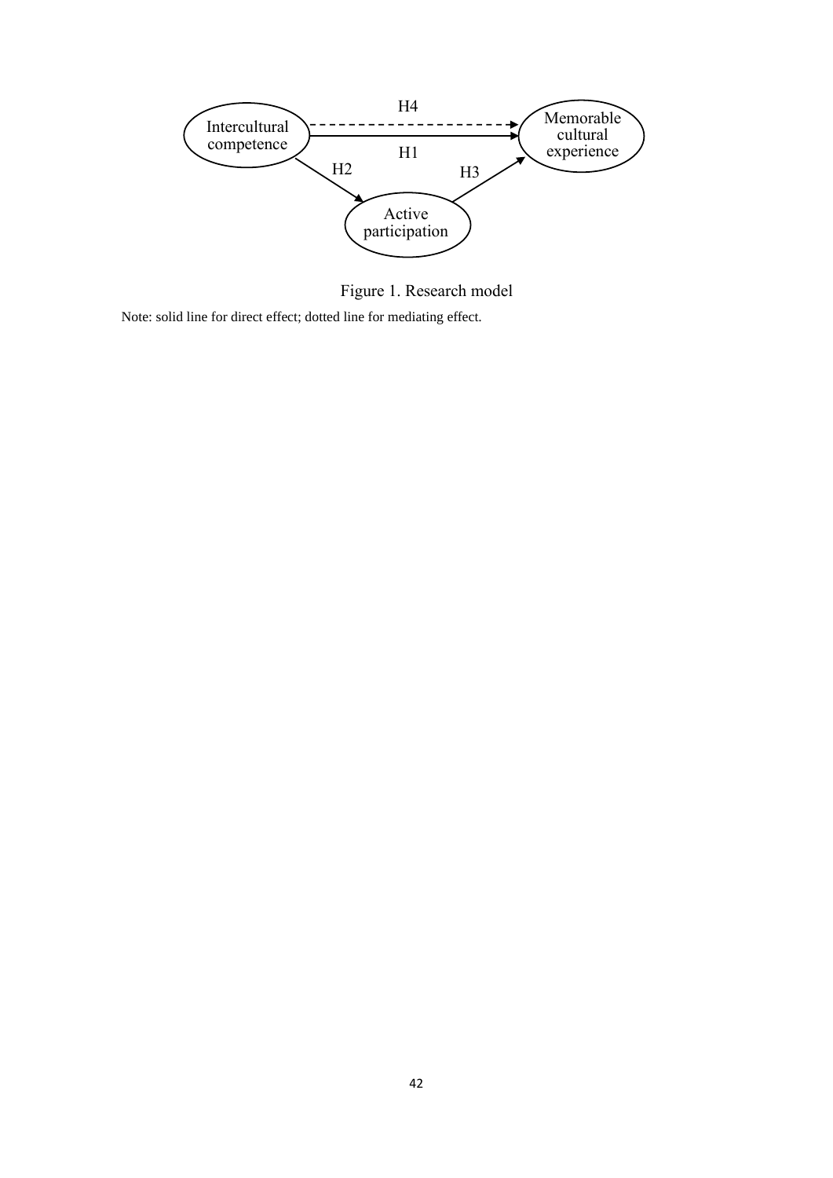Figure 1. Research model

Note: solid line for direct effect; dotted line for mediating effect.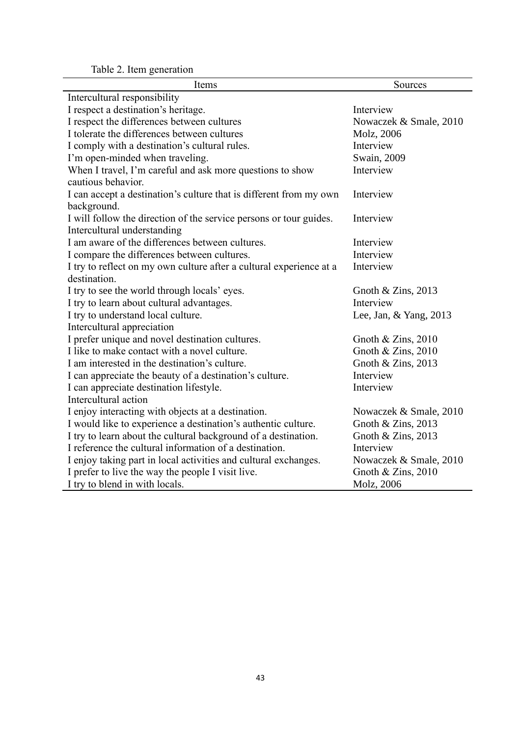Table 2. Item generation

| Items | Sources |
|---|---|
| Intercultural responsibility | |
| I respect a destination's heritage. | Interview |
| I respect the differences between cultures | Nowaczek & Smale, 2010 |
| I tolerate the differences between cultures | Molz, 2006 |
| I comply with a destination's cultural rules. | Interview |
| I'm open-minded when traveling. | Swain, 2009 |
| When I travel, I'm careful and ask more questions to show cautious behavior. | Interview |
| I can accept a destination's culture that is different from my own background. | Interview |
| I will follow the direction of the service persons or tour guides. | Interview |
| Intercultural understanding | |
| I am aware of the differences between cultures. | Interview |
| I compare the differences between cultures. | Interview |
| I try to reflect on my own culture after a cultural experience at a destination. | Interview |
| I try to see the world through locals' eyes. | Gnoth & Zins, 2013 |
| I try to learn about cultural advantages. | Interview |
| I try to understand local culture. | Lee, Jan, & Yang, 2013 |
| Intercultural appreciation | |
| I prefer unique and novel destination cultures. | Gnoth & Zins, 2010 |
| I like to make contact with a novel culture. | Gnoth & Zins, 2010 |
| I am interested in the destination's culture. | Gnoth & Zins, 2013 |
| I can appreciate the beauty of a destination's culture. | Interview |
| I can appreciate destination lifestyle. | Interview |
| Intercultural action | |
| I enjoy interacting with objects at a destination. | Nowaczek & Smale, 2010 |
| I would like to experience a destination's authentic culture. | Gnoth & Zins, 2013 |
| I try to learn about the cultural background of a destination. | Gnoth & Zins, 2013 |
| I reference the cultural information of a destination. | Interview |
| I enjoy taking part in local activities and cultural exchanges. | Nowaczek & Smale, 2010 |
| I prefer to live the way the people I visit live. | Gnoth & Zins, 2010 |
| I try to blend in with locals. | Molz, 2006 |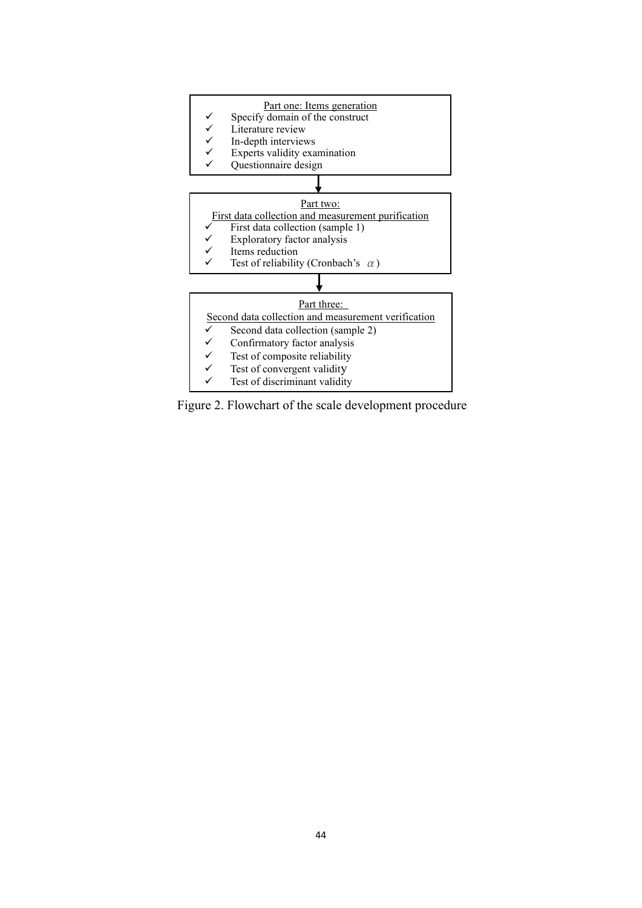**Part one: Items generation**

- ✓ Specify domain of the construct
- ✓ Literature review
- ✓ In-depth interviews
- ✓ Experts validity examination
- ✓ Questionnaire design

↓

**Part two: First data collection and measurement purification**

- ✓ First data collection (sample 1)
- ✓ Exploratory factor analysis
- ✓ Items reduction
- ✓ Test of reliability (Cronbach's $\alpha$)

↓

**Part three: Second data collection and measurement verification**

- ✓ Second data collection (sample 2)
- ✓ Confirmatory factor analysis
- ✓ Test of composite reliability
- ✓ Test of convergent validity
- ✓ Test of discriminant validity

Figure 2. Flowchart of the scale development procedure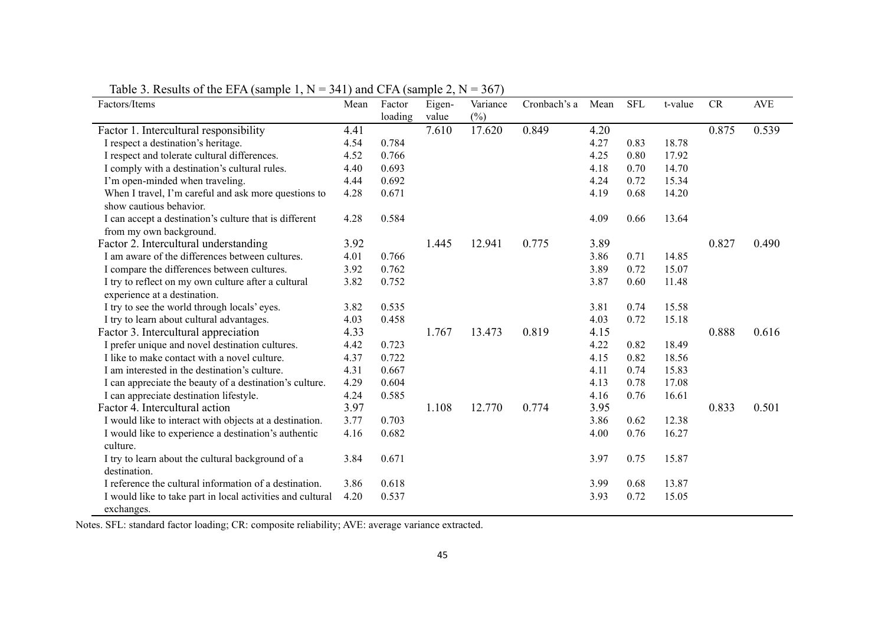Table 3. Results of the EFA (sample 1, N = 341) and CFA (sample 2, N = 367)

| Factors/Items | Mean | Factor loading | Eigen-value | Variance (%) | Cronbach's a | Mean | SFL | t-value | CR | AVE |
|---|---|---|---|---|---|---|---|---|---|---|
| Factor 1. Intercultural responsibility | 4.41 | | 7.610 | 17.620 | 0.849 | 4.20 | | | 0.875 | 0.539 |
| I respect a destination's heritage. | 4.54 | 0.784 | | | | 4.27 | 0.83 | 18.78 | | |
| I respect and tolerate cultural differences. | 4.52 | 0.766 | | | | 4.25 | 0.80 | 17.92 | | |
| I comply with a destination's cultural rules. | 4.40 | 0.693 | | | | 4.18 | 0.70 | 14.70 | | |
| I'm open-minded when traveling. | 4.44 | 0.692 | | | | 4.24 | 0.72 | 15.34 | | |
| When I travel, I'm careful and ask more questions to show cautious behavior. | 4.28 | 0.671 | | | | 4.19 | 0.68 | 14.20 | | |
| I can accept a destination's culture that is different from my own background. | 4.28 | 0.584 | | | | 4.09 | 0.66 | 13.64 | | |
| Factor 2. Intercultural understanding | 3.92 | | 1.445 | 12.941 | 0.775 | 3.89 | | | 0.827 | 0.490 |
| I am aware of the differences between cultures. | 4.01 | 0.766 | | | | 3.86 | 0.71 | 14.85 | | |
| I compare the differences between cultures. | 3.92 | 0.762 | | | | 3.89 | 0.72 | 15.07 | | |
| I try to reflect on my own culture after a cultural experience at a destination. | 3.82 | 0.752 | | | | 3.87 | 0.60 | 11.48 | | |
| I try to see the world through locals' eyes. | 3.82 | 0.535 | | | | 3.81 | 0.74 | 15.58 | | |
| I try to learn about cultural advantages. | 4.03 | 0.458 | | | | 4.03 | 0.72 | 15.18 | | |
| Factor 3. Intercultural appreciation | 4.33 | | 1.767 | 13.473 | 0.819 | 4.15 | | | 0.888 | 0.616 |
| I prefer unique and novel destination cultures. | 4.42 | 0.723 | | | | 4.22 | 0.82 | 18.49 | | |
| I like to make contact with a novel culture. | 4.37 | 0.722 | | | | 4.15 | 0.82 | 18.56 | | |
| I am interested in the destination's culture. | 4.31 | 0.667 | | | | 4.11 | 0.74 | 15.83 | | |
| I can appreciate the beauty of a destination's culture. | 4.29 | 0.604 | | | | 4.13 | 0.78 | 17.08 | | |
| I can appreciate destination lifestyle. | 4.24 | 0.585 | | | | 4.16 | 0.76 | 16.61 | | |
| Factor 4. Intercultural action | 3.97 | | 1.108 | 12.770 | 0.774 | 3.95 | | | 0.833 | 0.501 |
| I would like to interact with objects at a destination. | 3.77 | 0.703 | | | | 3.86 | 0.62 | 12.38 | | |
| I would like to experience a destination's authentic culture. | 4.16 | 0.682 | | | | 4.00 | 0.76 | 16.27 | | |
| I try to learn about the cultural background of a destination. | 3.84 | 0.671 | | | | 3.97 | 0.75 | 15.87 | | |
| I reference the cultural information of a destination. | 3.86 | 0.618 | | | | 3.99 | 0.68 | 13.87 | | |
| I would like to take part in local activities and cultural exchanges. | 4.20 | 0.537 | | | | 3.93 | 0.72 | 15.05 | | |

Notes. SFL: standard factor loading; CR: composite reliability; AVE: average variance extracted.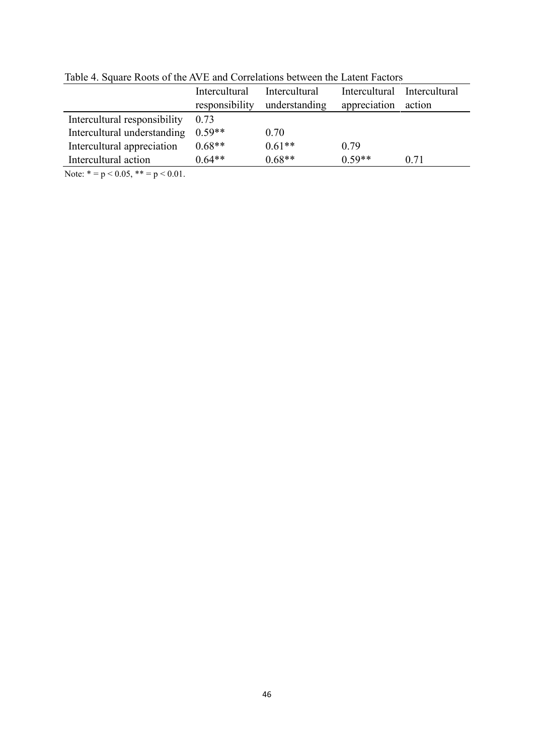Table 4. Square Roots of the AVE and Correlations between the Latent Factors

| | Intercultural responsibility | Intercultural understanding | Intercultural appreciation | Intercultural action |
|---|---|---|---|---|
| Intercultural responsibility | 0.73 | | | |
| Intercultural understanding | 0.59** | 0.70 | | |
| Intercultural appreciation | 0.68** | 0.61** | 0.79 | |
| Intercultural action | 0.64** | 0.68** | 0.59** | 0.71 |

Note: * = $p < 0.05$, ** = $p < 0.01$.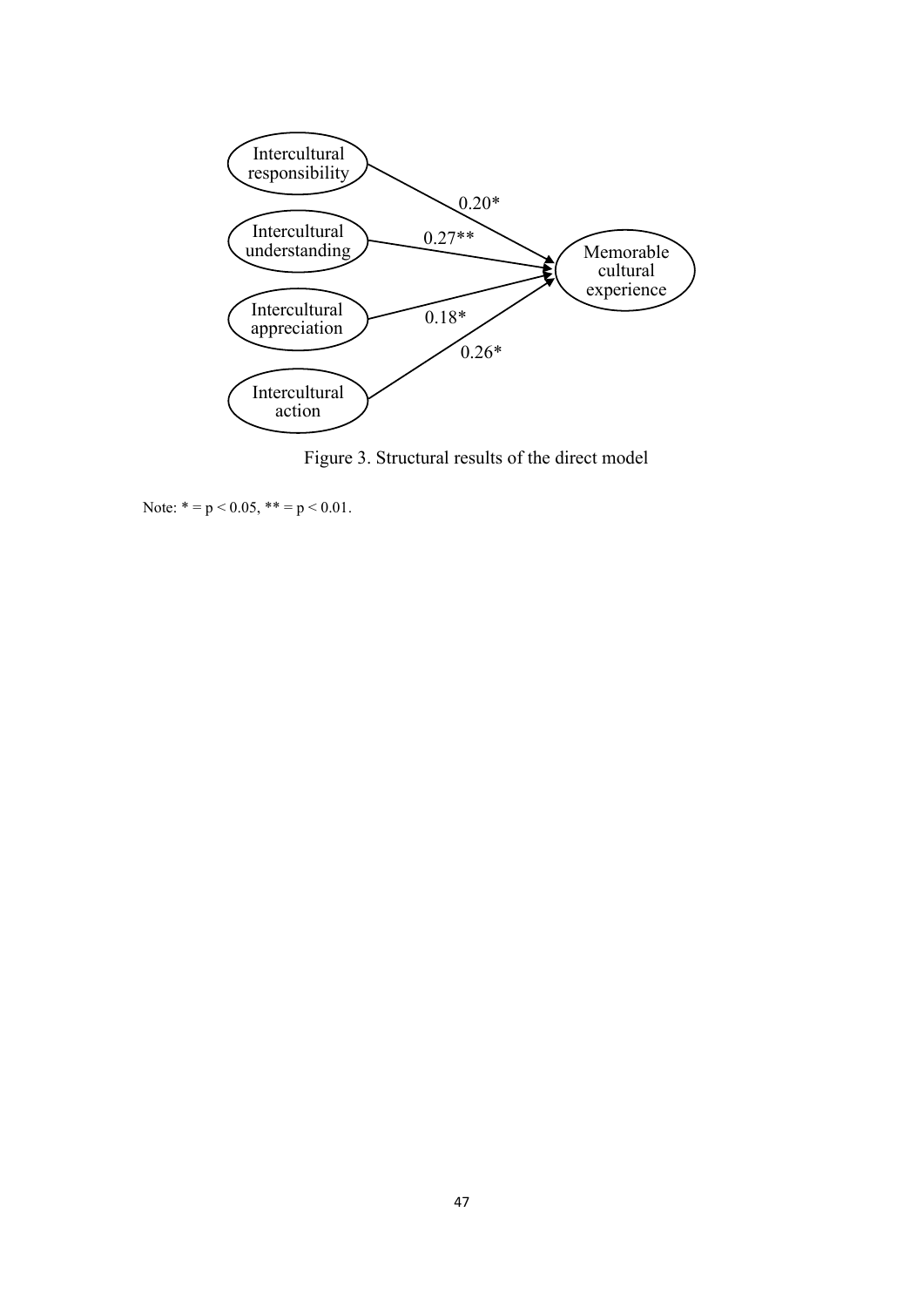Figure 3. Structural results of the direct model

Note: * = $p < 0.05$, ** = $p < 0.01$.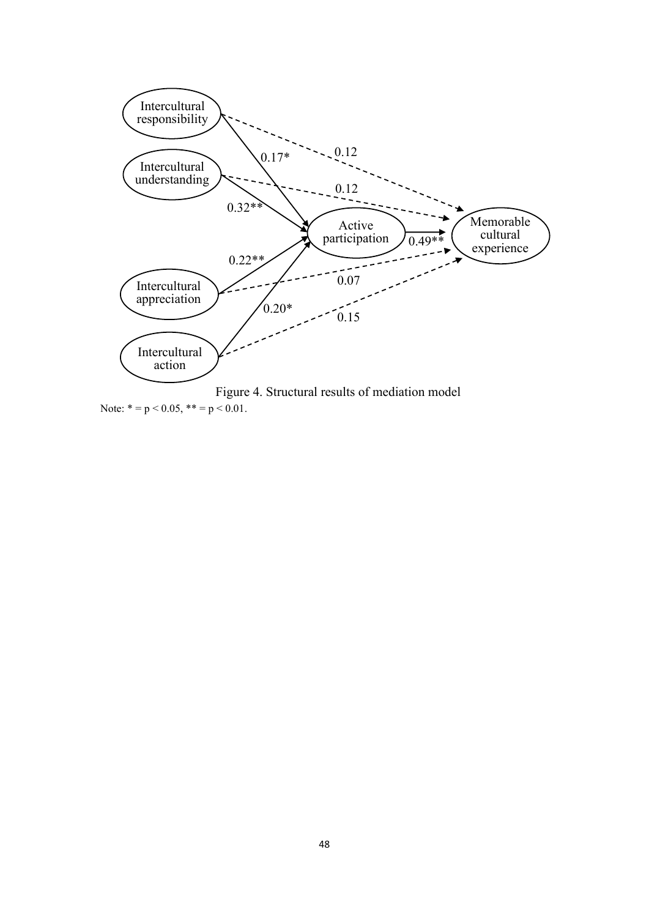Figure 4. Structural results of mediation model

Note: * = $p < 0.05$, ** = $p < 0.01$.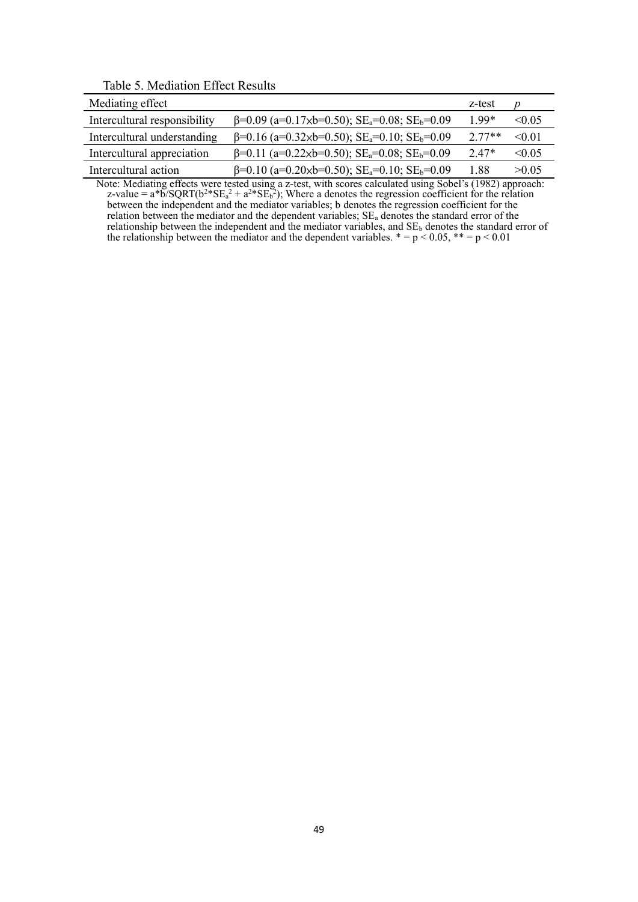Table 5. Mediation Effect Results

| Mediating effect | | z-test | *p* |
|---|---|---|---|
| Intercultural responsibility | $\beta$=0.09 (a=0.17×b=0.50); $SE_a$=0.08; $SE_b$=0.09 | 1.99* | <0.05 |
| Intercultural understanding | $\beta$=0.16 (a=0.32×b=0.50); $SE_a$=0.10; $SE_b$=0.09 | 2.77** | <0.01 |
| Intercultural appreciation | $\beta$=0.11 (a=0.22×b=0.50); $SE_a$=0.08; $SE_b$=0.09 | 2.47* | <0.05 |
| Intercultural action | $\beta$=0.10 (a=0.20×b=0.50); $SE_a$=0.10; $SE_b$=0.09 | 1.88 | >0.05 |

Note: Mediating effects were tested using a z-test, with scores calculated using Sobel's (1982) approach: z-value = $a*b/SQRT(b^2*SE_a^2 + a^2*SE_b^2)$; Where a denotes the regression coefficient for the relation between the independent and the mediator variables; b denotes the regression coefficient for the relation between the mediator and the dependent variables; $SE_a$ denotes the standard error of the relationship between the independent and the mediator variables, and $SE_b$ denotes the standard error of the relationship between the mediator and the dependent variables. * = $p < 0.05$, ** = $p < 0.01$